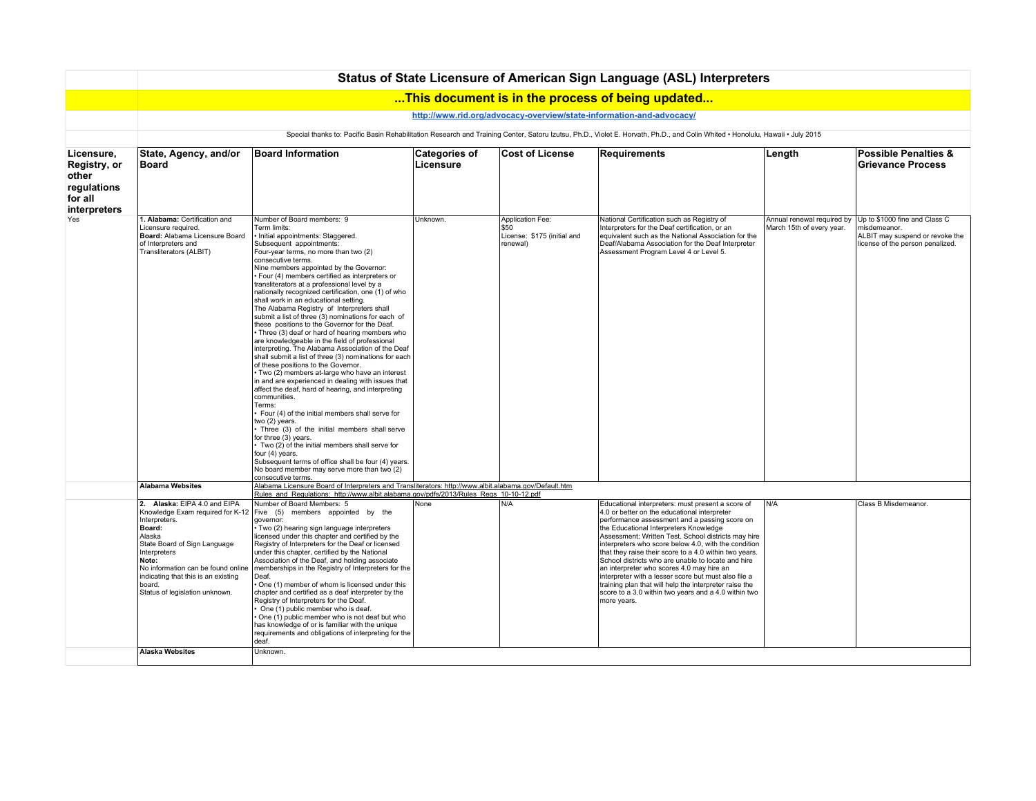# Status of State Licensure of American Sign Language (ASL) Interpreters

## ...This document is in the process of being updated...

http://www.rid.org/advocacy-overview/state-information-and-advocacy/

Special thanks to: Pacific Basin Rehabilitation Research and Training Center, Satoru Izutsu, Ph.D., Violet E. Horvath, Ph.D., and Colin Whited • Honolulu, Hawaii • July 2015

| Licensure, Registry, or other regulations for all interpreters | State, Agency, and/or Board | Board Information | Categories of Licensure | Cost of License | Requirements | Length | Possible Penalties & Grievance Process |
|---|---|---|---|---|---|---|---|
| Yes | **1. Alabama:** Certification and Licensure required.<br>**Board:** Alabama Licensure Board of Interpreters and Transliterators (ALBIT) | Number of Board members: 9<br>Term limits:<br>• Initial appointments: Staggered.<br>Subsequent appointments:<br>Four-year terms, no more than two (2) consecutive terms.<br>Nine members appointed by the Governor:<br>• Four (4) members certified as interpreters or transliterators at a professional level by a nationally recognized certification, one (1) of who shall work in an educational setting.<br>The Alabama Registry of Interpreters shall submit a list of three (3) nominations for each of these positions to the Governor for the Deaf.<br>• Three (3) deaf or hard of hearing members who are knowledgeable in the field of professional interpreting. The Alabama Association of the Deaf shall submit a list of three (3) nominations for each of these positions to the Governor.<br>• Two (2) members at-large who have an interest in and are experienced in dealing with issues that affect the deaf, hard of hearing, and interpreting communities.<br>Terms:<br>• Four (4) of the initial members shall serve for two (2) years.<br>• Three (3) of the initial members shall serve for three (3) years.<br>• Two (2) of the initial members shall serve for four (4) years.<br>Subsequent terms of office shall be four (4) years. No board member may serve more than two (2) consecutive terms. | Unknown. | Application Fee:<br>$50<br>License: $175 (initial and renewal) | National Certification such as Registry of Interpreters for the Deaf certification, or an equivalent such as the National Association for the Deaf/Alabama Association for the Deaf Interpreter Assessment Program Level 4 or Level 5. | Annual renewal required by March 15th of every year. | Up to $1000 fine and Class C misdemeanor.<br>ALBIT may suspend or revoke the license of the person penalized. |
| | **Alabama Websites** | Alabama Licensure Board of Interpreters and Transliterators: http://www.albit.alabama.gov/Default.htm<br>Rules and Regulations: http://www.albit.alabama.gov/pdfs/2013/Rules_Regs_10-10-12.pdf | | | | | |
| | **2. Alaska:** EIPA 4.0 and EIPA Knowledge Exam required for K-12 Interpreters.<br>**Board:**<br>Alaska<br>State Board of Sign Language Interpreters<br>**Note:**<br>No information can be found online indicating that this is an existing board.<br>Status of legislation unknown. | Number of Board Members: 5<br>Five (5) members appointed by the governor:<br>• Two (2) hearing sign language interpreters licensed under this chapter and certified by the Registry of Interpreters for the Deaf or licensed under this chapter, certified by the National Association of the Deaf, and holding associate memberships in the Registry of Interpreters for the Deaf.<br>• One (1) member of whom is licensed under this chapter and certified as a deaf interpreter by the Registry of Interpreters for the Deaf.<br>• One (1) public member who is deaf.<br>• One (1) public member who is not deaf but who has knowledge of or is familiar with the unique requirements and obligations of interpreting for the deaf. | None | N/A | Educational interpreters: must present a score of 4.0 or better on the educational interpreter performance assessment and a passing score on the Educational Interpreters Knowledge Assessment: Written Test. School districts may hire interpreters who score below 4.0, with the condition that they raise their score to a 4.0 within two years. School districts who are unable to locate and hire an interpreter who scores 4.0 may hire an interpreter with a lesser score but must also file a training plan that will help the interpreter raise the score to a 3.0 within two years and a 4.0 within two more years. | N/A | Class B Misdemeanor. |
| | **Alaska Websites** | Unknown. | | | | | |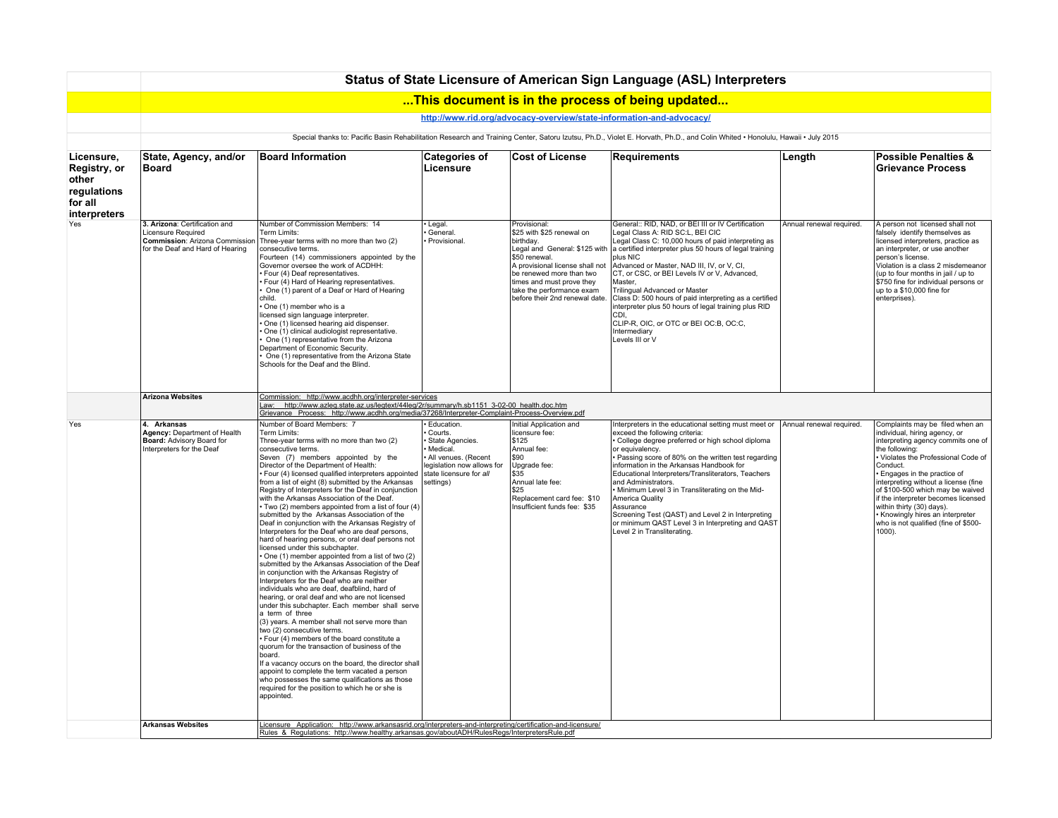# Status of State Licensure of American Sign Language (ASL) Interpreters

## ...This document is in the process of being updated...

http://www.rid.org/advocacy-overview/state-information-and-advocacy/

Special thanks to: Pacific Basin Rehabilitation Research and Training Center, Satoru Izutsu, Ph.D., Violet E. Horvath, Ph.D., and Colin Whited • Honolulu, Hawaii • July 2015

| Licensure, Registry, or other regulations for all interpreters | State, Agency, and/or Board | Board Information | Categories of Licensure | Cost of License | Requirements | Length | Possible Penalties & Grievance Process |
|---|---|---|---|---|---|---|---|
| Yes | **3. Arizona**: Certification and Licensure Required<br>**Commission**: Arizona Commission for the Deaf and Hard of Hearing | Number of Commission Members: 14<br>Term Limits:<br>Three-year terms with no more than two (2) consecutive terms.<br>Fourteen (14) commissioners appointed by the Governor oversee the work of ACDHH:<br>• Four (4) Deaf representatives.<br>• Four (4) Hard of Hearing representatives.<br>• One (1) parent of a Deaf or Hard of Hearing child.<br>• One (1) member who is a licensed sign language interpreter.<br>• One (1) licensed hearing aid dispenser.<br>• One (1) clinical audiologist representative.<br>• One (1) representative from the Arizona Department of Economic Security.<br>• One (1) representative from the Arizona State Schools for the Deaf and the Blind. | • Legal.<br>• General.<br>• Provisional. | Provisional:<br>$25 with $25 renewal on birthday.<br>Legal and General: $125 with $50 renewal.<br>A provisional license shall not be renewed more than two times and must prove they take the performance exam before their 2nd renewal date. | General:: RID, NAD, or BEI III or IV Certification<br>Legal Class A: RID SC:L, BEI CIC<br>Legal Class C: 10,000 hours of paid interpreting as a certified interpreter plus 50 hours of legal training plus NIC<br>Advanced or Master, NAD III, IV, or V, CI, CT, or CSC, or BEI Levels IV or V, Advanced, Master,<br>Trilingual Advanced or Master<br>Class D: 500 hours of paid interpreting as a certified interpreter plus 50 hours of legal training plus RID CDI,<br>CLIP-R, OIC, or OTC or BEI OC:B, OC:C, Intermediary<br>Levels III or V | Annual renewal required. | A person not licensed shall not falsely identify themselves as licensed interpreters, practice as an interpreter, or use another person's license.<br>Violation is a class 2 misdemeanor (up to four months in jail / up to $750 fine for individual persons or up to a $10,000 fine for enterprises). |
| | **Arizona Websites** | Commission: http://www.acdhh.org/interpreter-services<br>Law: http://www.azleg.state.az.us/legtext/44leg/2r/summary/h.sb1151_3-02-00_health.doc.htm<br>Grievance Process: http://www.acdhh.org/media/37268/Interpreter-Complaint-Process-Overview.pdf | | | | | |
| Yes | **4. Arkansas**<br>**Agency:** Department of Health<br>**Board:** Advisory Board for Interpreters for the Deaf | Number of Board Members: 7<br>Term Limits:<br>Three-year terms with no more than two (2) consecutive terms.<br>Seven (7) members appointed by the Director of the Department of Health:<br>• Four (4) licensed qualified interpreters appointed from a list of eight (8) submitted by the Arkansas Registry of Interpreters for the Deaf in conjunction with the Arkansas Association of the Deaf.<br>• Two (2) members appointed from a list of four (4) submitted by the Arkansas Association of the Deaf in conjunction with the Arkansas Registry of Interpreters for the Deaf who are deaf persons, hard of hearing persons, or oral deaf persons not licensed under this subchapter.<br>• One (1) member appointed from a list of two (2) submitted by the Arkansas Association of the Deaf in conjunction with the Arkansas Registry of Interpreters for the Deaf who are neither individuals who are deaf, deafblind, hard of hearing, or oral deaf and who are not licensed under this subchapter. Each member shall serve a term of three (3) years. A member shall not serve more than two (2) consecutive terms.<br>• Four (4) members of the board constitute a quorum for the transaction of business of the board.<br>If a vacancy occurs on the board, the director shall appoint to complete the term vacated a person who possesses the same qualifications as those required for the position to which he or she is appointed. | • Education.<br>• Courts.<br>• State Agencies.<br>• Medical.<br>• All venues. (Recent legislation now allows for state licensure for *all* settings) | Initial Application and licensure fee:<br>$125<br>Annual fee:<br>$90<br>Upgrade fee:<br>$35<br>Annual late fee:<br>$25<br>Replacement card fee: $10<br>Insufficient funds fee: $35 | Interpreters in the educational setting must meet or exceed the following criteria:<br>• College degree preferred or high school diploma or equivalency.<br>• Passing score of 80% on the written test regarding information in the Arkansas Handbook for Educational Interpreters/Transliterators, Teachers and Administrators.<br>• Minimum Level 3 in Transliterating on the Mid-America Quality Assurance Screening Test (QAST) and Level 2 in Interpreting or minimum QAST Level 3 in Interpreting and QAST Level 2 in Transliterating. | Annual renewal required. | Complaints may be filed when an individual, hiring agency, or interpreting agency commits one of the following:<br>• Violates the Professional Code of Conduct.<br>• Engages in the practice of interpreting without a license (fine of $100-500 which may be waived if the interpreter becomes licensed within thirty (30) days).<br>• Knowingly hires an interpreter who is not qualified (fine of $500-1000). |
| | **Arkansas Websites** | Licensure Application: http://www.arkansasrid.org/interpreters-and-interpreting/certification-and-licensure/<br>Rules & Regulations: http://www.healthy.arkansas.gov/aboutADH/RulesRegs/InterpretersRule.pdf | | | | | |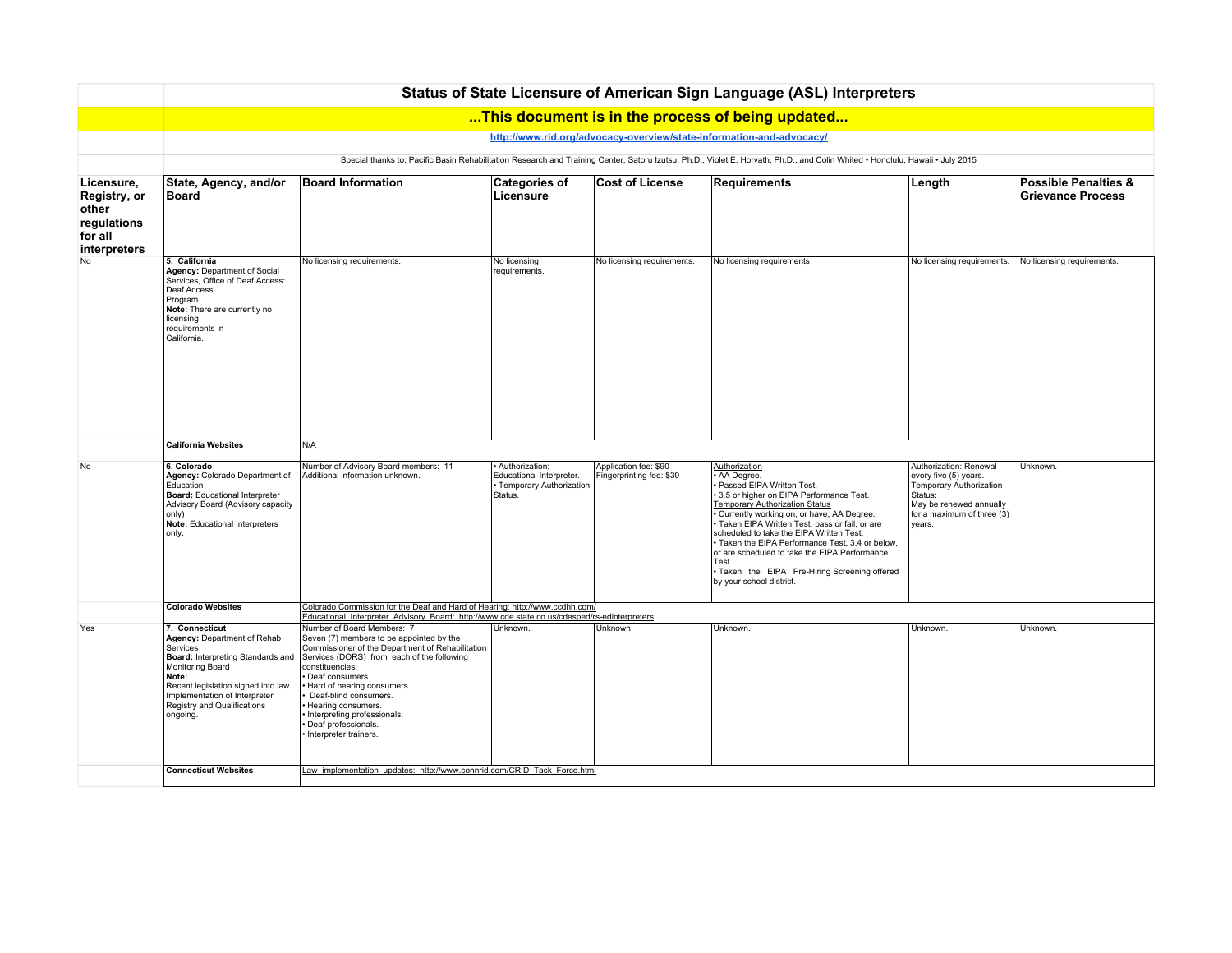# Status of State Licensure of American Sign Language (ASL) Interpreters

## ...This document is in the process of being updated...

http://www.rid.org/advocacy-overview/state-information-and-advocacy/

Special thanks to: Pacific Basin Rehabilitation Research and Training Center, Satoru Izutsu, Ph.D., Violet E. Horvath, Ph.D., and Colin Whited • Honolulu, Hawaii • July 2015

| Licensure, Registry, or other regulations for all interpreters | State, Agency, and/or Board | Board Information | Categories of Licensure | Cost of License | Requirements | Length | Possible Penalties & Grievance Process |
|---|---|---|---|---|---|---|---|
| No | **5. California**<br>**Agency:** Department of Social Services, Office of Deaf Access: Deaf Access Program<br>**Note:** There are currently no licensing requirements in California. | No licensing requirements. | No licensing requirements. | No licensing requirements. | No licensing requirements. | No licensing requirements. | No licensing requirements. |
| | **California Websites** | N/A | | | | | |
| No | **6. Colorado**<br>**Agency:** Colorado Department of Education<br>**Board:** Educational Interpreter Advisory Board (Advisory capacity only)<br>**Note:** Educational Interpreters only. | Number of Advisory Board members: 11<br>Additional information unknown. | • Authorization: Educational Interpreter.<br>• Temporary Authorization Status. | Application fee: $90<br>Fingerprinting fee: $30 | Authorization<br>• AA Degree.<br>• Passed EIPA Written Test.<br>• 3.5 or higher on EIPA Performance Test.<br>Temporary Authorization Status<br>• Currently working on, or have, AA Degree.<br>• Taken EIPA Written Test, pass or fail, or are scheduled to take the EIPA Written Test.<br>• Taken the EIPA Performance Test, 3.4 or below, or are scheduled to take the EIPA Performance Test.<br>• Taken the EIPA Pre-Hiring Screening offered by your school district. | Authorization: Renewal every five (5) years.<br>Temporary Authorization Status:<br>May be renewed annually for a maximum of three (3) years. | Unknown. |
| | **Colorado Websites** | Colorado Commission for the Deaf and Hard of Hearing: http://www.ccdhh.com/<br>Educational Interpreter Advisory Board: http://www.cde.state.co.us/cdesped/rs-edinterpreters | | | | | |
| Yes | **7. Connecticut**<br>**Agency:** Department of Rehab Services<br>**Board:** Interpreting Standards and Monitoring Board<br>**Note:**<br>Recent legislation signed into law. Implementation of Interpreter Registry and Qualifications ongoing. | Number of Board Members: 7<br>Seven (7) members to be appointed by the Commissioner of the Department of Rehabilitation Services (DORS) from each of the following constituencies:<br>• Deaf consumers.<br>• Hard of hearing consumers.<br>• Deaf-blind consumers.<br>• Hearing consumers.<br>• Interpreting professionals.<br>• Deaf professionals.<br>• Interpreter trainers. | Unknown. | Unknown. | Unknown. | Unknown. | Unknown. |
| | **Connecticut Websites** | Law implementation updates: http://www.connrid.com/CRID_Task_Force.html | | | | | |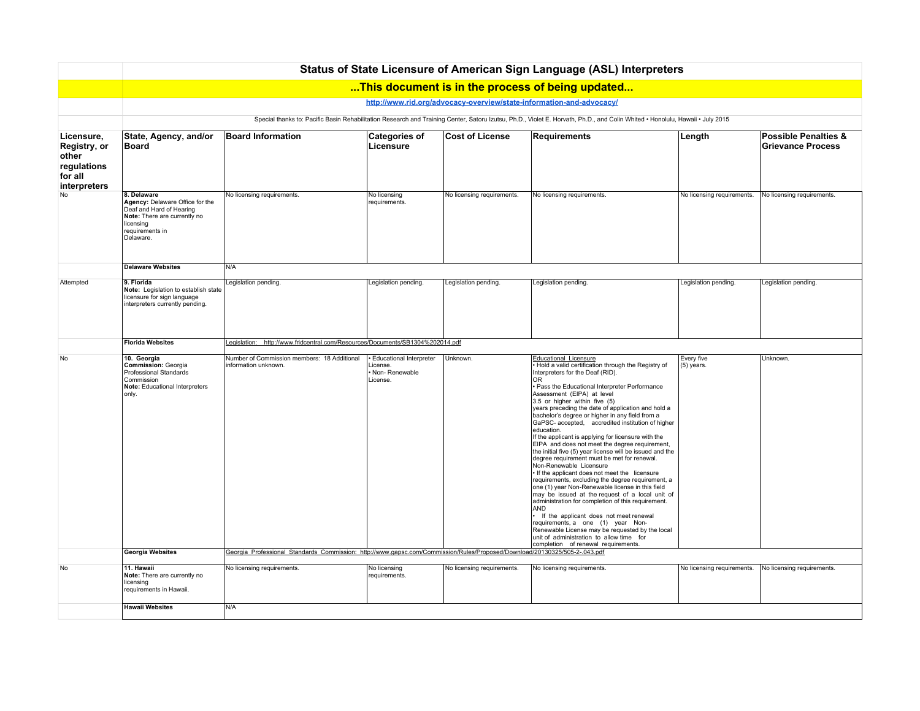# Status of State Licensure of American Sign Language (ASL) Interpreters

## ...This document is in the process of being updated...

http://www.rid.org/advocacy-overview/state-information-and-advocacy/

Special thanks to: Pacific Basin Rehabilitation Research and Training Center, Satoru Izutsu, Ph.D., Violet E. Horvath, Ph.D., and Colin Whited • Honolulu, Hawaii • July 2015

| Licensure, Registry, or other regulations for all interpreters | State, Agency, and/or Board | Board Information | Categories of Licensure | Cost of License | Requirements | Length | Possible Penalties & Grievance Process |
|---|---|---|---|---|---|---|---|
| No | **8. Delaware** **Agency:** Delaware Office for the Deaf and Hard of Hearing **Note:** There are currently no licensing requirements in Delaware. | No licensing requirements. | No licensing requirements. | No licensing requirements. | No licensing requirements. | No licensing requirements. | No licensing requirements. |
| | **Delaware Websites** | N/A | | | | | |
| Attempted | **9. Florida** **Note:** Legislation to establish state licensure for sign language interpreters currently pending. | Legislation pending. | Legislation pending. | Legislation pending. | Legislation pending. | Legislation pending. | Legislation pending. |
| | **Florida Websites** | Legislation: http://www.fridcentral.com/Resources/Documents/SB1304%202014.pdf | | | | | |
| No | **10. Georgia** **Commission:** Georgia Professional Standards Commission **Note:** Educational Interpreters only. | Number of Commission members: 18 Additional information unknown. | • Educational Interpreter License. • Non- Renewable License. | Unknown. | Educational Licensure • Hold a valid certification through the Registry of Interpreters for the Deaf (RID). OR • Pass the Educational Interpreter Performance Assessment (EIPA) at level 3.5 or higher within five (5) years preceding the date of application and hold a bachelor's degree or higher in any field from a GaPSC- accepted, accredited institution of higher education. If the applicant is applying for licensure with the EIPA and does not meet the degree requirement, the initial five (5) year license will be issued and the degree requirement must be met for renewal. Non-Renewable Licensure • If the applicant does not meet the licensure requirements, excluding the degree requirement, a one (1) year Non-Renewable license in this field may be issued at the request of a local unit of administration for completion of this requirement. AND • If the applicant does not meet renewal requirements, a one (1) year Non-Renewable License may be requested by the local unit of administration to allow time for completion of renewal requirements. | Every five (5) years. | Unknown. |
| | **Georgia Websites** | Georgia Professional Standards Commission: http://www.gapsc.com/Commission/Rules/Proposed/Download/20130325/505-2-.043.pdf | | | | | |
| No | **11. Hawaii** **Note:** There are currently no licensing requirements in Hawaii. | No licensing requirements. | No licensing requirements. | No licensing requirements. | No licensing requirements. | No licensing requirements. | No licensing requirements. |
| | **Hawaii Websites** | N/A | | | | | |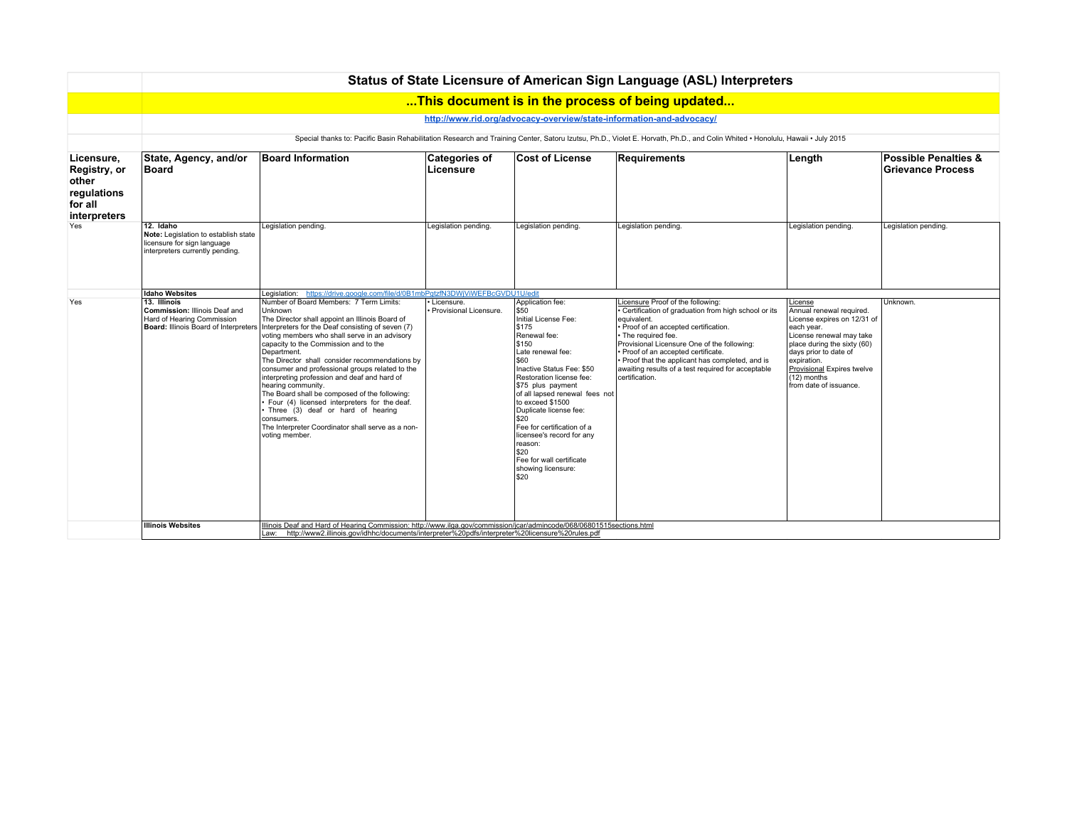# Status of State Licensure of American Sign Language (ASL) Interpreters

## ...This document is in the process of being updated...

http://www.rid.org/advocacy-overview/state-information-and-advocacy/

Special thanks to: Pacific Basin Rehabilitation Research and Training Center, Satoru Izutsu, Ph.D., Violet E. Horvath, Ph.D., and Colin Whited • Honolulu, Hawaii • July 2015

| Licensure, Registry, or other regulations for all interpreters | State, Agency, and/or Board | Board Information | Categories of Licensure | Cost of License | Requirements | Length | Possible Penalties & Grievance Process |
|---|---|---|---|---|---|---|---|
| Yes | **12. Idaho**<br>**Note:** Legislation to establish state licensure for sign language interpreters currently pending. | Legislation pending. | Legislation pending. | Legislation pending. | Legislation pending. | Legislation pending. | Legislation pending. |
| | **Idaho Websites** | Legislation: https://drive.google.com/file/d/0B1mbPgtzfN3DWjViWEFBcGVDU1U/edit | | | | | |
| Yes | **13. Illinois**<br>**Commission:** Illinois Deaf and Hard of Hearing Commission<br>**Board:** Illinois Board of Interpreters | Number of Board Members: 7 Term Limits: Unknown<br>The Director shall appoint an Illinois Board of Interpreters for the Deaf consisting of seven (7) voting members who shall serve in an advisory capacity to the Commission and to the Department.<br>The Director shall consider recommendations by consumer and professional groups related to the interpreting profession and deaf and hard of hearing community.<br>The Board shall be composed of the following:<br>• Four (4) licensed interpreters for the deaf.<br>• Three (3) deaf or hard of hearing consumers.<br>The Interpreter Coordinator shall serve as a non-voting member. | • Licensure.<br>• Provisional Licensure. | Application fee:<br>$50<br>Initial License Fee:<br>$175<br>Renewal fee:<br>$150<br>Late renewal fee:<br>$60<br>Inactive Status Fee: $50<br>Restoration license fee:<br>$75 plus payment of all lapsed renewal fees not to exceed $1500<br>Duplicate license fee:<br>$20<br>Fee for certification of a licensee's record for any reason:<br>$20<br>Fee for wall certificate showing licensure:<br>$20 | Licensure Proof of the following:<br>• Certification of graduation from high school or its equivalent.<br>• Proof of an accepted certification.<br>• The required fee.<br>Provisional Licensure One of the following:<br>• Proof of an accepted certificate.<br>• Proof that the applicant has completed, and is awaiting results of a test required for acceptable certification. | License<br>Annual renewal required.<br>License expires on 12/31 of each year.<br>License renewal may take place during the sixty (60) days prior to date of expiration.<br>Provisional Expires twelve (12) months from date of issuance. | Unknown. |
| | **Illinois Websites** | Illinois Deaf and Hard of Hearing Commission: http://www.ilga.gov/commission/jcar/admincode/068/06801515sections.html<br>Law: http://www2.illinois.gov/idhhc/documents/interpreter%20pdfs/interpreter%20licensure%20rules.pdf | | | | | |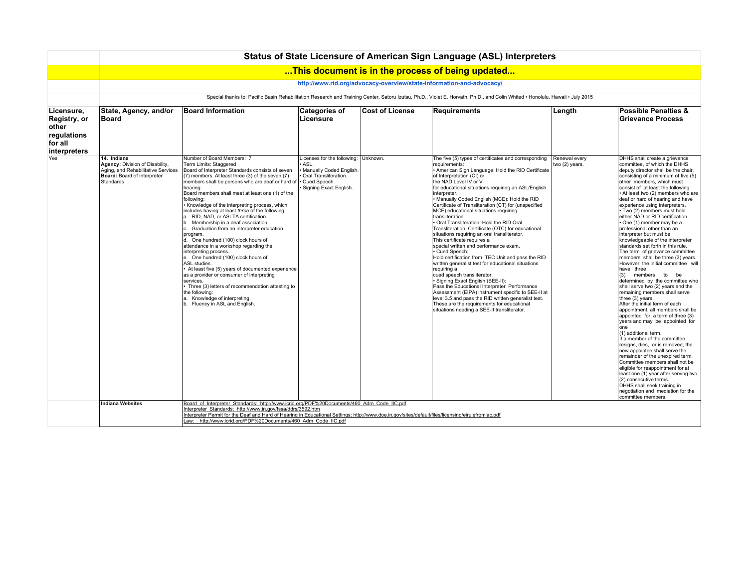# Status of State Licensure of American Sign Language (ASL) Interpreters

## ...This document is in the process of being updated...

http://www.rid.org/advocacy-overview/state-information-and-advocacy/

Special thanks to: Pacific Basin Rehabilitation Research and Training Center, Satoru Izutsu, Ph.D., Violet E. Horvath, Ph.D., and Colin Whited • Honolulu, Hawaii • July 2015

| Licensure, Registry, or other regulations for all interpreters | State, Agency, and/or Board | Board Information | Categories of Licensure | Cost of License | Requirements | Length | Possible Penalties & Grievance Process |
|---|---|---|---|---|---|---|---|
| Yes | **14. Indiana**<br>**Agency:** Division of Disability, Aging, and Rehabilitative Services<br>**Board:** Board of Interpreter Standards | Number of Board Members: 7<br>Term Limits: Staggered<br>Board of Interpreter Standards consists of seven (7) members. At least three (3) of the seven (7) members shall be persons who are deaf or hard of hearing.<br>Board members shall meet at least one (1) of the following:<br>• Knowledge of the interpreting process, which includes having at least *three* of the following:<br>a. RID, NAD, or ASLTA certification.<br>b. Membership in a deaf association.<br>c. Graduation from an interpreter education program.<br>d. One hundred (100) clock hours of attendance in a workshop regarding the interpreting process.<br>e. One hundred (100) clock hours of ASL studies.<br>• At least five (5) years of documented experience as a provider or consumer of interpreting services.<br>• Three (3) letters of recommendation attesting to the following:<br>a. Knowledge of interpreting.<br>b. Fluency in ASL and English. | Licenses for the following:<br>• ASL.<br>• Manually Coded English.<br>• Oral Transliteration.<br>• Cued Speech.<br>• Signing Exact English. | Unknown. | The five (5) types of certificates and corresponding requirements:<br>• American Sign Language: Hold the RID Certificate of Interpretation (CI) or the NAD Level IV or V for educational situations requiring an ASL/English interpreter.<br>• Manually Coded English (MCE): Hold the RID Certificate of Transliteration (CT) for (unspecified MCE) educational situations requiring transliteration.<br>• Oral Transliteration: Hold the RID Oral Transliteration Certificate (OTC) for educational situations requiring an oral transliterator. This certificate requires a special written and performance exam.<br>• Cued Speech:<br>Hold certification from TEC Unit and pass the RID written generalist test for educational situations requiring a cued speech transliterator.<br>• Signing Exact English (SEE-II):<br>Pass the Educational Interpreter Performance Assessment (EIPA) instrument specific to SEE-II at level 3.5 and pass the RID written generalist test. These are the requirements for educational situations needing a SEE-II transliterator. | Renewal every two (2) years. | DHHS shall create a grievance committee, of which the DHHS deputy director shall be the chair, consisting of a minimum of five (5) other members, which must consist of at least the following:<br>• At least two (2) members who are deaf or hard of hearing and have experience using interpreters.<br>• Two (2) members must hold either NAD or RID certification.<br>• One (1) member may be a professional other than an interpreter but must be knowledgeable of the interpreter standards set forth in this rule.<br>The term of grievance committee members shall be three (3) years. However, the initial committee will have three (3) members to be determined by the committee who shall serve two (2) years and the remaining members shall serve three (3) years.<br>After the initial term of each appointment, all members shall be appointed for a term of three (3) years and may be appointed for one (1) additional term.<br>If a member of the committee resigns, dies, or is removed, the new appointee shall serve the remainder of the unexpired term.<br>Committee members shall not be eligible for reappointment for at least one (1) year after serving two (2) consecutive terms.<br>DHHS shall seek training in negotiation and mediation for the committee members. |
| | **Indiana Websites** | Board of Interpreter Standards: http://www.icrid.org/PDF%20Documents/460_Adm_Code_IIC.pdf<br>Interpreter Standards: http://www.in.gov/fssa/ddrs/3592.htm<br>Interpreter Permit for the Deaf and Hard of Hearing in Educational Settings: http://www.doe.in.gov/sites/default/files/licensing/eirulefromiac.pdf<br>Law: http://www.icrid.org/PDF%20Documents/460_Adm_Code_IIC.pdf | | | | | |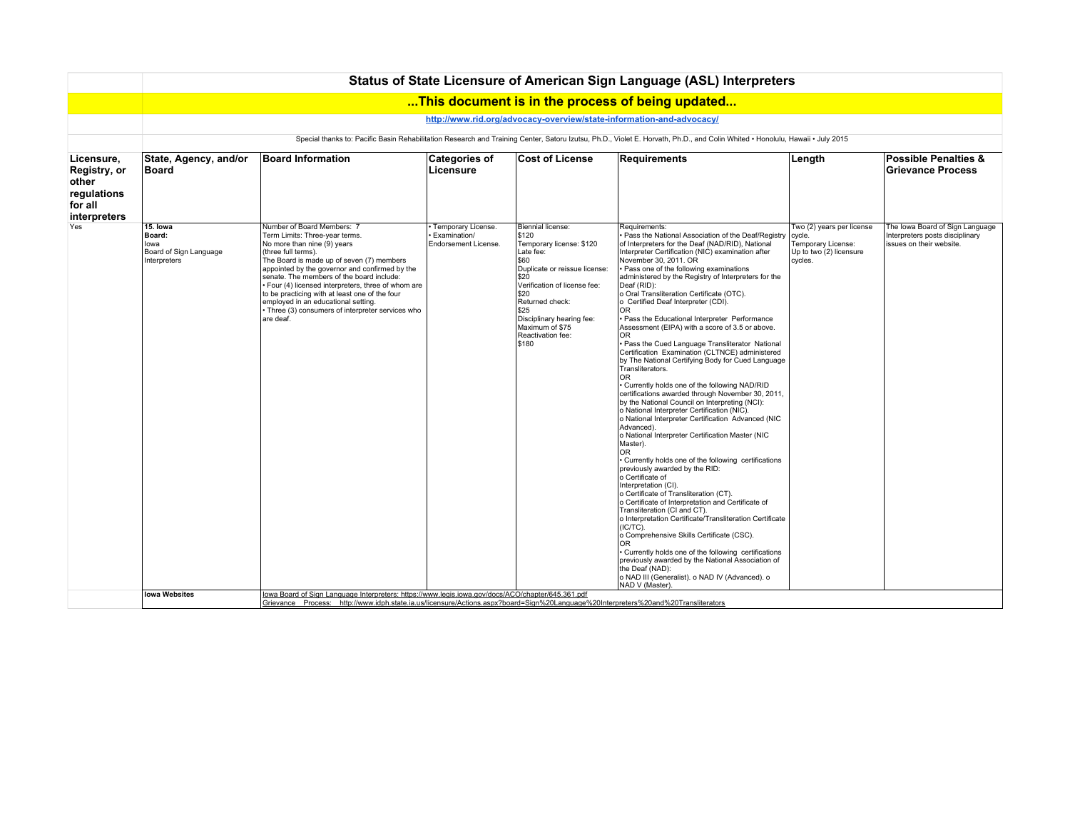# Status of State Licensure of American Sign Language (ASL) Interpreters

## ...This document is in the process of being updated...

http://www.rid.org/advocacy-overview/state-information-and-advocacy/

Special thanks to: Pacific Basin Rehabilitation Research and Training Center, Satoru Izutsu, Ph.D., Violet E. Horvath, Ph.D., and Colin Whited • Honolulu, Hawaii • July 2015

| Licensure, Registry, or other regulations for all interpreters | State, Agency, and/or Board | Board Information | Categories of Licensure | Cost of License | Requirements | Length | Possible Penalties & Grievance Process |
|---|---|---|---|---|---|---|---|
| Yes | **15. Iowa**<br>**Board:**<br>Iowa<br>Board of Sign Language Interpreters | Number of Board Members: 7<br>Term Limits: Three-year terms.<br>No more than nine (9) years (three full terms).<br>The Board is made up of seven (7) members appointed by the governor and confirmed by the senate. The members of the board include:<br>• Four (4) licensed interpreters, three of whom are to be practicing with at least one of the four employed in an educational setting.<br>• Three (3) consumers of interpreter services who are deaf. | • Temporary License.<br>• Examination/ Endorsement License. | Biennial license:<br>$120<br>Temporary license: $120<br>Late fee:<br>$60<br>Duplicate or reissue license:<br>$20<br>Verification of license fee:<br>$20<br>Returned check:<br>$25<br>Disciplinary hearing fee:<br>Maximum of $75<br>Reactivation fee:<br>$180 | Requirements:<br>• Pass the National Association of the Deaf/Registry of Interpreters for the Deaf (NAD/RID), National Interpreter Certification (NIC) examination after November 30, 2011. OR<br>• Pass one of the following examinations administered by the Registry of Interpreters for the Deaf (RID):<br>o Oral Transliteration Certificate (OTC).<br>o Certified Deaf Interpreter (CDI).<br>OR<br>• Pass the Educational Interpreter Performance Assessment (EIPA) with a score of 3.5 or above.<br>OR<br>• Pass the Cued Language Transliterator National Certification Examination (CLTNCE) administered by The National Certifying Body for Cued Language Transliterators.<br>OR<br>• Currently holds one of the following NAD/RID certifications awarded through November 30, 2011, by the National Council on Interpreting (NCI):<br>o National Interpreter Certification (NIC).<br>o National Interpreter Certification Advanced (NIC Advanced).<br>o National Interpreter Certification Master (NIC Master).<br>OR<br>• Currently holds one of the following certifications previously awarded by the RID:<br>o Certificate of Interpretation (CI).<br>o Certificate of Transliteration (CT).<br>o Certificate of Interpretation and Certificate of Transliteration (CI and CT).<br>o Interpretation Certificate/Transliteration Certificate (IC/TC).<br>o Comprehensive Skills Certificate (CSC).<br>OR<br>• Currently holds one of the following certifications previously awarded by the National Association of the Deaf (NAD):<br>o NAD III (Generalist). o NAD IV (Advanced). o NAD V (Master). | Two (2) years per license cycle.<br>Temporary License:<br>Up to two (2) licensure cycles. | The Iowa Board of Sign Language Interpreters posts disciplinary issues on their website. |
| | **Iowa Websites** | Iowa Board of Sign Language Interpreters: https://www.legis.iowa.gov/docs/ACO/chapter/645.361.pdf<br>Grievance Process: http://www.idph.state.ia.us/licensure/Actions.aspx?board=Sign%20Language%20Interpreters%20and%20Transliterators | | | | | |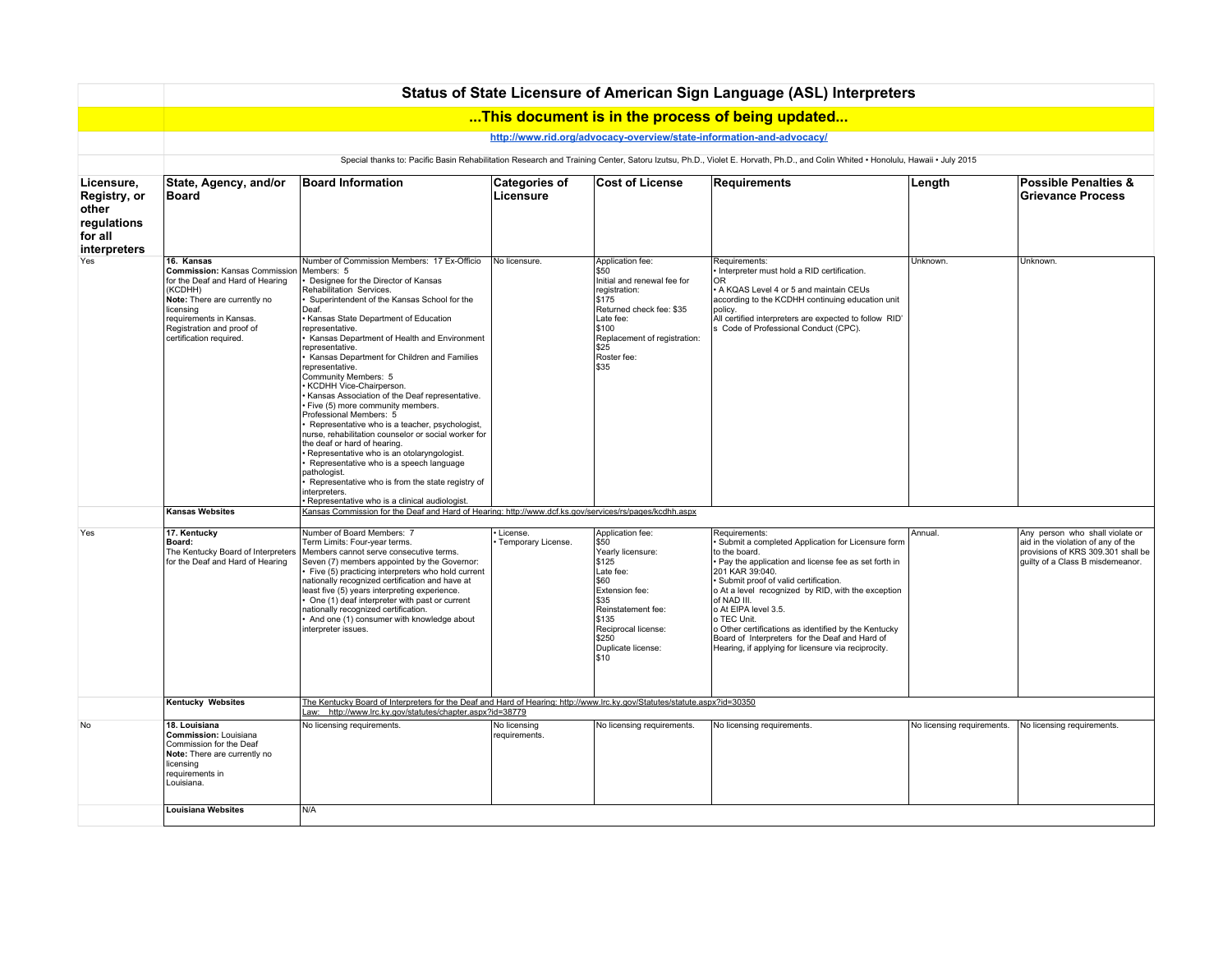# Status of State Licensure of American Sign Language (ASL) Interpreters

## ...This document is in the process of being updated...

http://www.rid.org/advocacy-overview/state-information-and-advocacy/

Special thanks to: Pacific Basin Rehabilitation Research and Training Center, Satoru Izutsu, Ph.D., Violet E. Horvath, Ph.D., and Colin Whited • Honolulu, Hawaii • July 2015

| Licensure, Registry, or other regulations for all interpreters | State, Agency, and/or Board | Board Information | Categories of Licensure | Cost of License | Requirements | Length | Possible Penalties & Grievance Process |
|---|---|---|---|---|---|---|---|
| Yes | **16. Kansas**<br>**Commission:** Kansas Commission for the Deaf and Hard of Hearing (KCDHH)<br>**Note:** There are currently no licensing requirements in Kansas. Registration and proof of certification required. | Number of Commission Members: 17 Ex-Officio Members: 5<br>• Designee for the Director of Kansas Rehabilitation Services.<br>• Superintendent of the Kansas School for the Deaf.<br>• Kansas State Department of Education representative.<br>• Kansas Department of Health and Environment representative.<br>• Kansas Department for Children and Families representative.<br>Community Members: 5<br>• KCDHH Vice-Chairperson.<br>• Kansas Association of the Deaf representative.<br>• Five (5) more community members.<br>Professional Members: 5<br>• Representative who is a teacher, psychologist, nurse, rehabilitation counselor or social worker for the deaf or hard of hearing.<br>• Representative who is an otolaryngologist.<br>• Representative who is a speech language pathologist.<br>• Representative who is from the state registry of interpreters.<br>• Representative who is a clinical audiologist. | No licensure. | Application fee:<br>$50<br>Initial and renewal fee for registration:<br>$175<br>Returned check fee: $35<br>Late fee:<br>$100<br>Replacement of registration:<br>$25<br>Roster fee:<br>$35 | Requirements:<br>• Interpreter must hold a RID certification.<br>OR<br>• A KQAS Level 4 or 5 and maintain CEUs according to the KCDHH continuing education unit policy.<br>All certified interpreters are expected to follow RID's Code of Professional Conduct (CPC). | Unknown. | Unknown. |
| | **Kansas Websites** | Kansas Commission for the Deaf and Hard of Hearing: http://www.dcf.ks.gov/services/rs/pages/kcdhh.aspx | | | | | |
| Yes | **17. Kentucky**<br>**Board:**<br>The Kentucky Board of Interpreters for the Deaf and Hard of Hearing | Number of Board Members: 7<br>Term Limits: Four-year terms.<br>Members cannot serve consecutive terms.<br>Seven (7) members appointed by the Governor:<br>• Five (5) practicing interpreters who hold current nationally recognized certification and have at least five (5) years interpreting experience.<br>• One (1) deaf interpreter with past or current nationally recognized certification.<br>• And one (1) consumer with knowledge about interpreter issues. | • License.<br>• Temporary License. | Application fee:<br>$50<br>Yearly licensure:<br>$125<br>Late fee:<br>$60<br>Extension fee:<br>$35<br>Reinstatement fee:<br>$135<br>Reciprocal license:<br>$250<br>Duplicate license:<br>$10 | Requirements:<br>• Submit a completed Application for Licensure form to the board.<br>• Pay the application and license fee as set forth in 201 KAR 39:040.<br>• Submit proof of valid certification.<br>o At a level recognized by RID, with the exception of NAD III.<br>o At EIPA level 3.5.<br>o TEC Unit.<br>o Other certifications as identified by the Kentucky Board of Interpreters for the Deaf and Hard of Hearing, if applying for licensure via reciprocity. | Annual. | Any person who shall violate or aid in the violation of any of the provisions of KRS 309.301 shall be guilty of a Class B misdemeanor. |
| | **Kentucky Websites** | The Kentucky Board of Interpreters for the Deaf and Hard of Hearing: http://www.lrc.ky.gov/Statutes/statute.aspx?id=30350<br>Law: http://www.lrc.ky.gov/statutes/chapter.aspx?id=38779 | | | | | |
| No | **18. Louisiana**<br>**Commission:** Louisiana Commission for the Deaf<br>**Note:** There are currently no licensing requirements in Louisiana. | No licensing requirements. | No licensing requirements. | No licensing requirements. | No licensing requirements. | No licensing requirements. | No licensing requirements. |
| | **Louisiana Websites** | N/A | | | | | |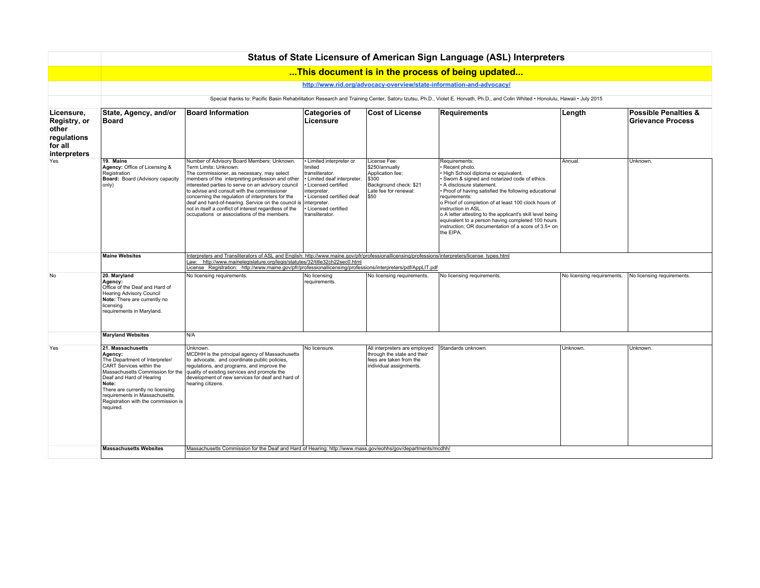# Status of State Licensure of American Sign Language (ASL) Interpreters

## ...This document is in the process of being updated...

http://www.rid.org/advocacy-overview/state-information-and-advocacy/

Special thanks to: Pacific Basin Rehabilitation Research and Training Center, Satoru Izutsu, Ph.D., Violet E. Horvath, Ph.D., and Colin Whited • Honolulu, Hawaii • July 2015

| Licensure, Registry, or other regulations for all interpreters | State, Agency, and/or Board | Board Information | Categories of Licensure | Cost of License | Requirements | Length | Possible Penalties & Grievance Process |
|---|---|---|---|---|---|---|---|
| Yes | **19. Maine**<br>**Agency:** Office of Licensing & Registration<br>**Board:** Board (Advisory capacity only) | Number of Advisory Board Members: Unknown.<br>Term Limits: Unknown.<br>The commissioner, as necessary, may select members of the interpreting profession and other interested parties to serve on an advisory council to advise and consult with the commissioner concerning the regulation of interpreters for the deaf and hard-of-hearing. Service on the council is not in itself a conflict of interest regardless of the occupations or associations of the members. | • Limited interpreter or limited transliterator.<br>• Limited deaf interpreter.<br>• Licensed certified interpreter.<br>• Licensed certified deaf interpreter.<br>• Licensed certified transliterator. | License Fee: $250/annually<br>Application fee: $300<br>Background check: $21<br>Late fee for renewal: $50 | Requirements:<br>• Recent photo.<br>• High School diploma or equivalent.<br>• Sworn & signed and notarized code of ethics.<br>• A disclosure statement.<br>• Proof of having satisfied the following educational requirements:<br>o Proof of completion of at least 100 clock hours of instruction in ASL.<br>o A letter attesting to the applicant's skill level being equivalent to a person having completed 100 hours instruction; OR documentation of a score of 3.5+ on the EIPA. | Annual. | Unknown. |
| | **Maine Websites** | Interpreters and Transliterators of ASL and English: http://www.maine.gov/pfr/professionallicensing/professions/interpreters/license_types.html<br>Law: http://www.mainelegislature.org/legis/statutes/32/title32ch22sec0.html<br>License Registration: http://www.maine.gov/pfr/professionallicensing/professions/interpreters/pdf/AppLIT.pdf | | | | | |
| No | **20. Maryland**<br>**Agency:**<br>Office of the Deaf and Hard of Hearing Advisory Council<br>**Note:** There are currently no licensing requirements in Maryland. | No licensing requirements. | No licensing requirements. | No licensing requirements. | No licensing requirements. | No licensing requirements. | No licensing requirements. |
| | **Maryland Websites** | N/A | | | | | |
| Yes | **21. Massachusetts**<br>**Agency:**<br>The Department of Interpreter/ CART Services within the Massachusetts Commission for the Deaf and Hard of Hearing<br>**Note:**<br>There are currently no licensing requirements in Massachusetts. Registration with the commission is required. | Unknown.<br>MCDHH is the principal agency of Massachusetts to advocate, and coordinate public policies, regulations, and programs, and improve the quality of existing services and promote the development of new services for deaf and hard of hearing citizens. | No licensure. | All interpreters are employed through the state and their fees are taken from the individual assignments. | Standards unknown. | Unknown. | Unknown. |
| | **Massachusetts Websites** | Massachusetts Commission for the Deaf and Hard of Hearing: http://www.mass.gov/eohhs/gov/departments/mcdhh/ | | | | | |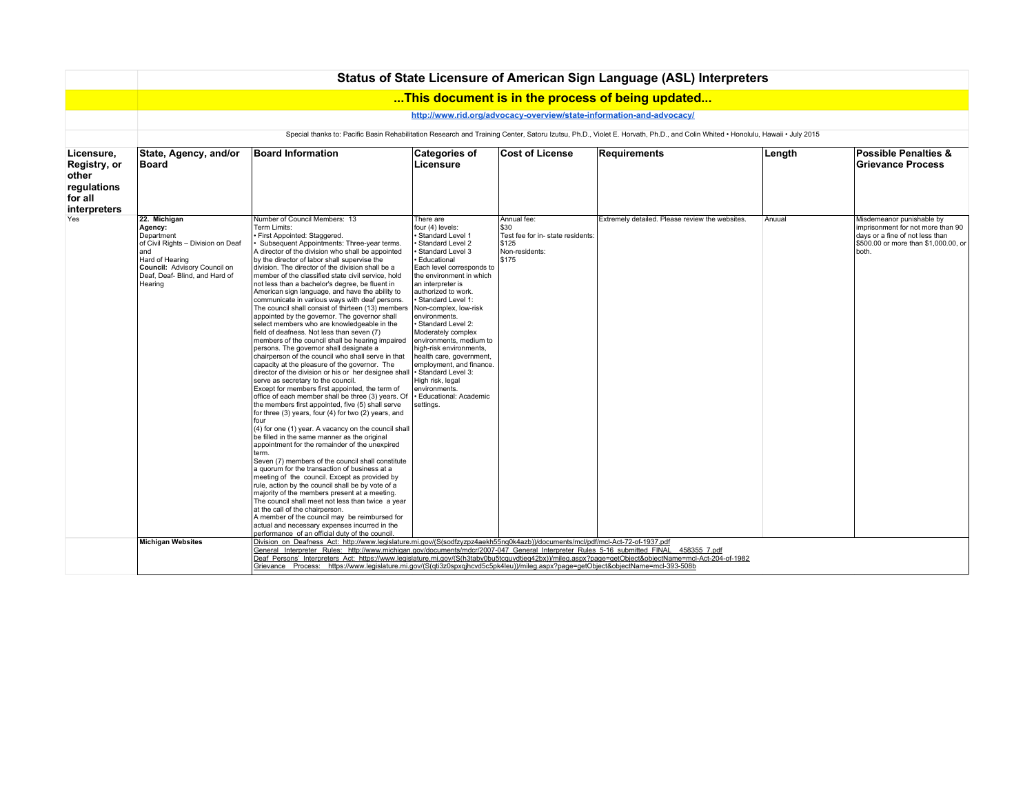# Status of State Licensure of American Sign Language (ASL) Interpreters

## ...This document is in the process of being updated...

http://www.rid.org/advocacy-overview/state-information-and-advocacy/

Special thanks to: Pacific Basin Rehabilitation Research and Training Center, Satoru Izutsu, Ph.D., Violet E. Horvath, Ph.D., and Colin Whited • Honolulu, Hawaii • July 2015

| Licensure, Registry, or other regulations for all interpreters | State, Agency, and/or Board | Board Information | Categories of Licensure | Cost of License | Requirements | Length | Possible Penalties & Grievance Process |
|---|---|---|---|---|---|---|---|
| Yes | **22. Michigan**<br>**Agency:** Department of Civil Rights – Division on Deaf and Hard of Hearing<br>**Council:** Advisory Council on Deaf, Deaf- Blind, and Hard of Hearing | Number of Council Members: 13<br>Term Limits:<br>• First Appointed: Staggered.<br>• Subsequent Appointments: Three-year terms.<br>A director of the division who shall be appointed by the director of labor shall supervise the division. The director of the division shall be a member of the classified state civil service, hold not less than a bachelor's degree, be fluent in American sign language, and have the ability to communicate in various ways with deaf persons.<br>The council shall consist of thirteen (13) members appointed by the governor. The governor shall select members who are knowledgeable in the field of deafness. Not less than seven (7) members of the council shall be hearing impaired persons. The governor shall designate a chairperson of the council who shall serve in that capacity at the pleasure of the governor. The director of the division or his or her designee shall serve as secretary to the council.<br>Except for members first appointed, the term of office of each member shall be three (3) years. Of the members first appointed, five (5) shall serve for three (3) years, four (4) for two (2) years, and four (4) for one (1) year. A vacancy on the council shall be filled in the same manner as the original appointment for the remainder of the unexpired term.<br>Seven (7) members of the council shall constitute a quorum for the transaction of business at a meeting of the council. Except as provided by rule, action by the council shall be by vote of a majority of the members present at a meeting.<br>The council shall meet not less than twice a year at the call of the chairperson.<br>A member of the council may be reimbursed for actual and necessary expenses incurred in the performance of an official duty of the council. | There are four (4) levels:<br>• Standard Level 1<br>• Standard Level 2<br>• Standard Level 3<br>• Educational<br>Each level corresponds to the environment in which an interpreter is authorized to work.<br>• Standard Level 1: Non-complex, low-risk environments.<br>• Standard Level 2: Moderately complex environments, medium to high-risk environments, health care, government, employment, and finance.<br>• Standard Level 3: High risk, legal environments.<br>• Educational: Academic settings. | Annual fee:<br>$30<br>Test fee for in- state residents:<br>$125<br>Non-residents:<br>$175 | Extremely detailed. Please review the websites. | Anuual | Misdemeanor punishable by imprisonment for not more than 90 days or a fine of not less than $500.00 or more than $1,000.00, or both. |
| | **Michigan Websites** | Division on Deafness Act: http://www.legislature.mi.gov/(S(sodfzyzpz4aekh55nq0k4azb))/documents/mcl/pdf/mcl-Act-72-of-1937.pdf<br>General Interpreter Rules: http://www.michigan.gov/documents/mdcr/2007-047_General_Interpreter_Rules_5-16_submitted_FINAL_458355_7.pdf<br>Deaf Persons' Interpreters Act: https://www.legislature.mi.gov/(S(h3taby0bu5tcquvdtjeq42bx))/mileg.aspx?page=getObject&objectName=mcl-Act-204-of-1982<br>Grievance Process: https://www.legislature.mi.gov/(S(qti3z0spxqjhcvd5c5pk4leu))/mileg.aspx?page=getObject&objectName=mcl-393-508b | | | | | |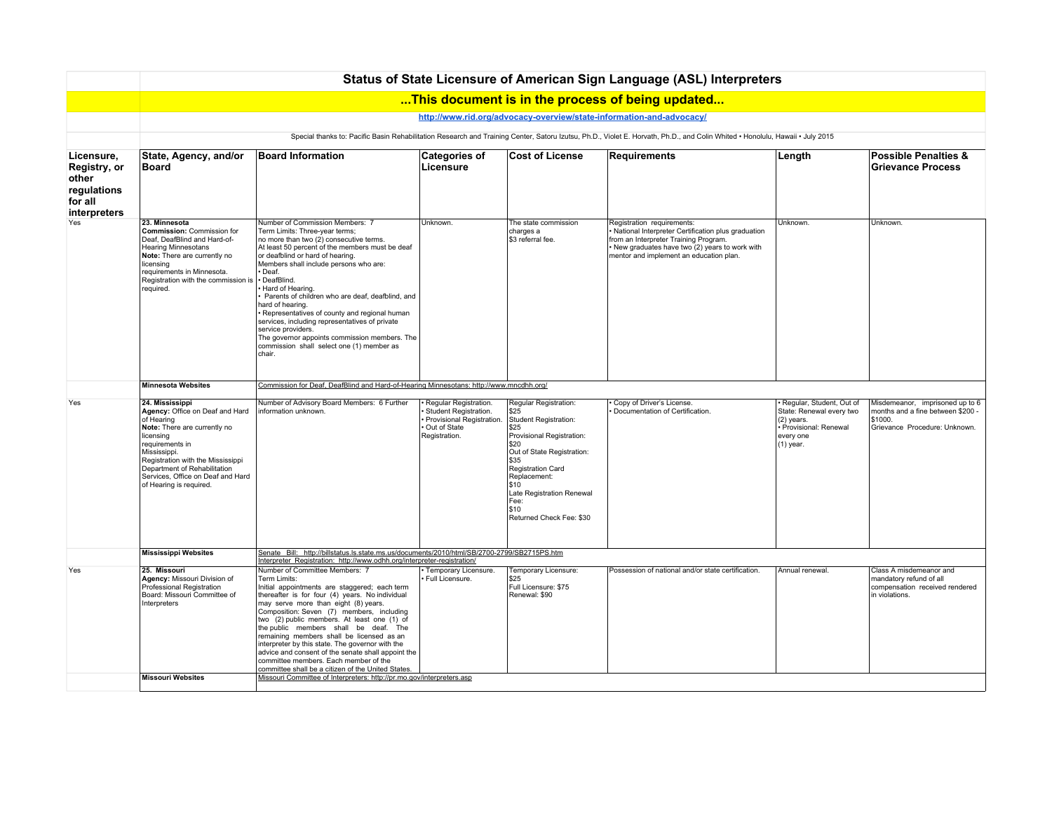# Status of State Licensure of American Sign Language (ASL) Interpreters

## ...This document is in the process of being updated...

http://www.rid.org/advocacy-overview/state-information-and-advocacy/

Special thanks to: Pacific Basin Rehabilitation Research and Training Center, Satoru Izutsu, Ph.D., Violet E. Horvath, Ph.D., and Colin Whited • Honolulu, Hawaii • July 2015

| Licensure, Registry, or other regulations for all interpreters | State, Agency, and/or Board | Board Information | Categories of Licensure | Cost of License | Requirements | Length | Possible Penalties & Grievance Process |
|---|---|---|---|---|---|---|---|
| Yes | **23. Minnesota**<br>**Commission:** Commission for Deaf, DeafBlind and Hard-of-Hearing Minnesotans<br>**Note:** There are currently no licensing requirements in Minnesota. Registration with the commission is required. | Number of Commission Members: 7<br>Term Limits: Three-year terms; no more than two (2) consecutive terms.<br>At least 50 percent of the members must be deaf or deafblind or hard of hearing.<br>Members shall include persons who are:<br>• Deaf.<br>• DeafBlind.<br>• Hard of Hearing.<br>• Parents of children who are deaf, deafblind, and hard of hearing.<br>• Representatives of county and regional human services, including representatives of private service providers.<br>The governor appoints commission members. The commission shall select one (1) member as chair. | Unknown. | The state commission charges a $3 referral fee. | Registration requirements:<br>• National Interpreter Certification plus graduation from an Interpreter Training Program.<br>• New graduates have two (2) years to work with mentor and implement an education plan. | Unknown. | Unknown. |
| | **Minnesota Websites** | Commission for Deaf, DeafBlind and Hard-of-Hearing Minnesotans: http://www.mncdhh.org/ | | | | | |
| Yes | **24. Mississippi**<br>**Agency:** Office on Deaf and Hard of Hearing<br>**Note:** There are currently no licensing requirements in Mississippi. Registration with the Mississippi Department of Rehabilitation Services, Office on Deaf and Hard of Hearing is required. | Number of Advisory Board Members: 6 Further information unknown. | • Regular Registration.<br>• Student Registration.<br>• Provisional Registration.<br>• Out of State Registration. | Regular Registration: $25<br>Student Registration: $25<br>Provisional Registration: $20<br>Out of State Registration: $35<br>Registration Card Replacement: $10<br>Late Registration Renewal Fee: $10<br>Returned Check Fee: $30 | • Copy of Driver's License.<br>• Documentation of Certification. | • Regular, Student, Out of State: Renewal every two (2) years.<br>• Provisional: Renewal every one (1) year. | Misdemeanor, imprisoned up to 6 months and a fine between $200 - $1000.<br>Grievance Procedure: Unknown. |
| | **Mississippi Websites** | Senate Bill: http://billstatus.ls.state.ms.us/documents/2010/html/SB/2700-2799/SB2715PS.htm<br>Interpreter Registration: http://www.odhh.org/interpreter-registration/ | | | | | |
| Yes | **25. Missouri**<br>**Agency:** Missouri Division of Professional Registration<br>Board: Missouri Committee of Interpreters | Number of Committee Members: 7<br>Term Limits:<br>Initial appointments are staggered; each term thereafter is for four (4) years. No individual may serve more than eight (8) years.<br>Composition: Seven (7) members, including two (2) public members. At least one (1) of the public members shall be deaf. The remaining members shall be licensed as an interpreter by this state. The governor with the advice and consent of the senate shall appoint the committee members. Each member of the committee shall be a citizen of the United States. | • Temporary Licensure.<br>• Full Licensure. | Temporary Licensure: $25<br>Full Licensure: $75<br>Renewal: $90 | Possession of national and/or state certification. | Annual renewal. | Class A misdemeanor and mandatory refund of all compensation received rendered in violations. |
| | **Missouri Websites** | Missouri Committee of Interpreters: http://pr.mo.gov/interpreters.asp | | | | | |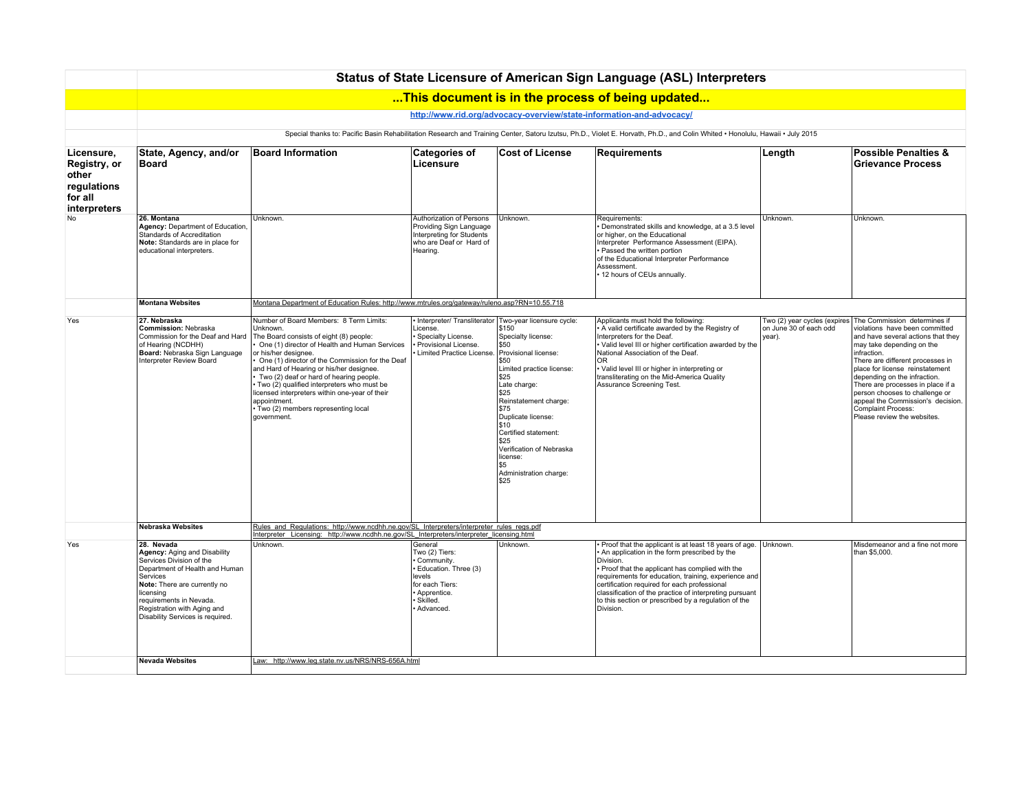# Status of State Licensure of American Sign Language (ASL) Interpreters

## ...This document is in the process of being updated...

http://www.rid.org/advocacy-overview/state-information-and-advocacy/

Special thanks to: Pacific Basin Rehabilitation Research and Training Center, Satoru Izutsu, Ph.D., Violet E. Horvath, Ph.D., and Colin Whited • Honolulu, Hawaii • July 2015

| Licensure, Registry, or other regulations for all interpreters | State, Agency, and/or Board | Board Information | Categories of Licensure | Cost of License | Requirements | Length | Possible Penalties & Grievance Process |
|---|---|---|---|---|---|---|---|
| No | **26. Montana**<br>**Agency:** Department of Education, Standards of Accreditation<br>**Note:** Standards are in place for educational interpreters. | Unknown. | Authorization of Persons Providing Sign Language Interpreting for Students who are Deaf or Hard of Hearing. | Unknown. | Requirements:<br>• Demonstrated skills and knowledge, at a 3.5 level or higher, on the Educational Interpreter Performance Assessment (EIPA).<br>• Passed the written portion of the Educational Interpreter Performance Assessment.<br>• 12 hours of CEUs annually. | Unknown. | Unknown. |
| | **Montana Websites** | Montana Department of Education Rules: http://www.mtrules.org/gateway/ruleno.asp?RN=10.55.718 | | | | | |
| Yes | **27. Nebraska**<br>**Commission:** Nebraska Commission for the Deaf and Hard of Hearing (NCDHH)<br>**Board:** Nebraska Sign Language Interpreter Review Board | Number of Board Members: 8 Term Limits: Unknown.<br>The Board consists of eight (8) people:<br>• One (1) director of Health and Human Services or his/her designee.<br>• One (1) director of the Commission for the Deaf and Hard of Hearing or his/her designee.<br>• Two (2) deaf or hard of hearing people.<br>• Two (2) qualified interpreters who must be licensed interpreters within one-year of their appointment.<br>• Two (2) members representing local government. | • Interpreter/ Transliterator License.<br>• Specialty License.<br>• Provisional License.<br>• Limited Practice License. | Two-year licensure cycle:<br>$150<br>Specialty license:<br>$50<br>Provisional license:<br>$50<br>Limited practice license:<br>$25<br>Late charge:<br>$25<br>Reinstatement charge:<br>$75<br>Duplicate license:<br>$10<br>Certified statement:<br>$25<br>Verification of Nebraska license:<br>$5<br>Administration charge:<br>$25 | Applicants must hold the following:<br>• A valid certificate awarded by the Registry of Interpreters for the Deaf.<br>• Valid level III or higher certification awarded by the National Association of the Deaf.<br>OR<br>• Valid level III or higher in interpreting or transliterating on the Mid-America Quality Assurance Screening Test. | Two (2) year cycles (expires on June 30 of each odd year). | The Commission determines if violations have been committed and have several actions that they may take depending on the infraction.<br>There are different processes in place for license reinstatement depending on the infraction.<br>There are processes in place if a person chooses to challenge or appeal the Commission's decision.<br>Complaint Process:<br>Please review the websites. |
| | **Nebraska Websites** | Rules and Regulations: http://www.ncdhh.ne.gov/SL_Interpreters/interpreter_rules_regs.pdf<br>Interpreter Licensing: http://www.ncdhh.ne.gov/SL_Interpreters/interpreter_licensing.html | | | | | |
| Yes | **28. Nevada**<br>**Agency:** Aging and Disability Services Division of the Department of Health and Human Services<br>**Note:** There are currently no licensing requirements in Nevada. Registration with Aging and Disability Services is required. | Unknown. | General<br>Two (2) Tiers:<br>• Community.<br>• Education. Three (3) levels for each Tiers:<br>• Apprentice.<br>• Skilled.<br>• Advanced. | Unknown. | • Proof that the applicant is at least 18 years of age.<br>• An application in the form prescribed by the Division.<br>• Proof that the applicant has complied with the requirements for education, training, experience and certification required for each professional classification of the practice of interpreting pursuant to this section or prescribed by a regulation of the Division. | Unknown. | Misdemeanor and a fine not more than $5,000. |
| | **Nevada Websites** | Law: http://www.leg.state.nv.us/NRS/NRS-656A.html | | | | | |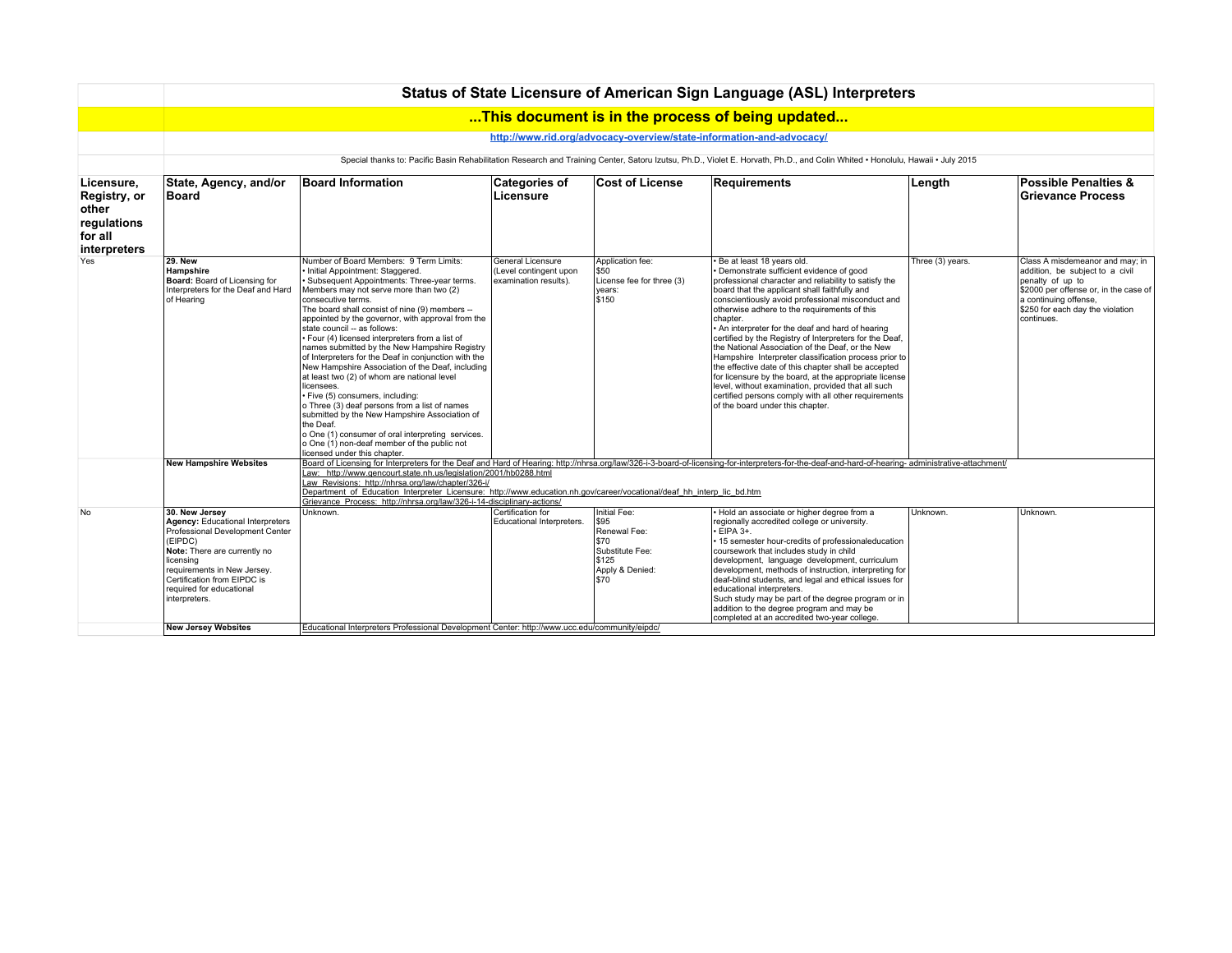# Status of State Licensure of American Sign Language (ASL) Interpreters

## ...This document is in the process of being updated...

http://www.rid.org/advocacy-overview/state-information-and-advocacy/

Special thanks to: Pacific Basin Rehabilitation Research and Training Center, Satoru Izutsu, Ph.D., Violet E. Horvath, Ph.D., and Colin Whited • Honolulu, Hawaii • July 2015

| Licensure, Registry, or other regulations for all interpreters | State, Agency, and/or Board | Board Information | Categories of Licensure | Cost of License | Requirements | Length | Possible Penalties & Grievance Process |
|---|---|---|---|---|---|---|---|
| Yes | **29. New Hampshire**<br>**Board:** Board of Licensing for Interpreters for the Deaf and Hard of Hearing | Number of Board Members: 9 Term Limits:<br>• Initial Appointment: Staggered.<br>• Subsequent Appointments: Three-year terms. Members may not serve more than two (2) consecutive terms.<br>The board shall consist of nine (9) members -- appointed by the governor, with approval from the state council -- as follows:<br>• Four (4) licensed interpreters from a list of names submitted by the New Hampshire Registry of Interpreters for the Deaf in conjunction with the New Hampshire Association of the Deaf, including at least two (2) of whom are national level licensees.<br>• Five (5) consumers, including:<br>o Three (3) deaf persons from a list of names submitted by the New Hampshire Association of the Deaf.<br>o One (1) consumer of oral interpreting services.<br>o One (1) non-deaf member of the public not licensed under this chapter. | General Licensure (Level contingent upon examination results). | Application fee: $50<br>License fee for three (3) years: $150 | • Be at least 18 years old.<br>• Demonstrate sufficient evidence of good professional character and reliability to satisfy the board that the applicant shall faithfully and conscientiously avoid professional misconduct and otherwise adhere to the requirements of this chapter.<br>• An interpreter for the deaf and hard of hearing certified by the Registry of Interpreters for the Deaf, the National Association of the Deaf, or the New Hampshire Interpreter classification process prior to the effective date of this chapter shall be accepted for licensure by the board, at the appropriate license level, without examination, provided that all such certified persons comply with all other requirements of the board under this chapter. | Three (3) years. | Class A misdemeanor and may; in addition, be subject to a civil penalty of up to $2000 per offense or, in the case of a continuing offense, $250 for each day the violation continues. |
| | **New Hampshire Websites** | Board of Licensing for Interpreters for the Deaf and Hard of Hearing: http://nhrsa.org/law/326-i-3-board-of-licensing-for-interpreters-for-the-deaf-and-hard-of-hearing- administrative-attachment/<br>Law: http://www.gencourt.state.nh.us/legislation/2001/hb0288.html<br>Law Revisions: http://nhrsa.org/law/chapter/326-i/<br>Department of Education Interpreter Licensure: http://www.education.nh.gov/career/vocational/deaf_hh_interp_lic_bd.htm<br>Grievance Process: http://nhrsa.org/law/326-i-14-disciplinary-actions/ | | | | | |
| No | **30. New Jersey**<br>**Agency:** Educational Interpreters Professional Development Center (EIPDC)<br>**Note:** There are currently no licensing requirements in New Jersey. Certification from EIPDC is required for educational interpreters. | Unknown. | Certification for Educational Interpreters. | Initial Fee: $95<br>Renewal Fee: $70<br>Substitute Fee: $125<br>Apply & Denied: $70 | • Hold an associate or higher degree from a regionally accredited college or university.<br>• EIPA 3+.<br>• 15 semester hour-credits of professionaleducation coursework that includes study in child development, language development, curriculum development, methods of instruction, interpreting for deaf-blind students, and legal and ethical issues for educational interpreters.<br>Such study may be part of the degree program or in addition to the degree program and may be completed at an accredited two-year college. | Unknown. | Unknown. |
| | **New Jersey Websites** | Educational Interpreters Professional Development Center: http://www.ucc.edu/community/eipdc/ | | | | | |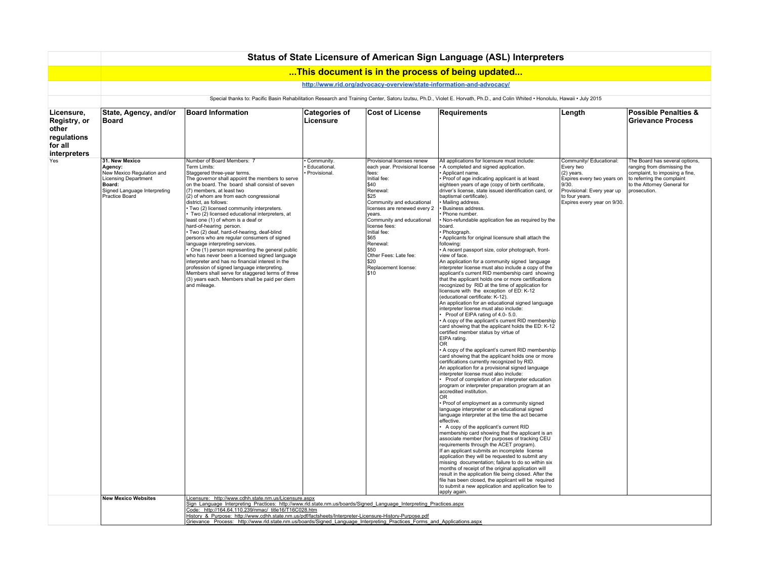# Status of State Licensure of American Sign Language (ASL) Interpreters

## ...This document is in the process of being updated...

http://www.rid.org/advocacy-overview/state-information-and-advocacy/

Special thanks to: Pacific Basin Rehabilitation Research and Training Center, Satoru Izutsu, Ph.D., Violet E. Horvath, Ph.D., and Colin Whited • Honolulu, Hawaii • July 2015

| Licensure, Registry, or other regulations for all interpreters | State, Agency, and/or Board | Board Information | Categories of Licensure | Cost of License | Requirements | Length | Possible Penalties & Grievance Process |
|---|---|---|---|---|---|---|---|
| Yes | **31. New Mexico**<br>**Agency:**<br>New Mexico Regulation and Licensing Department<br>**Board:**<br>Signed Language Interpreting Practice Board | Number of Board Members: 7<br>Term Limits:<br>Staggered three-year terms.<br>The governor shall appoint the members to serve on the board. The board shall consist of seven (7) members, at least two (2) of whom are from each congressional district, as follows:<br>• Two (2) licensed community interpreters.<br>• Two (2) licensed educational interpreters, at least one (1) of whom is a deaf or hard-of-hearing person.<br>• Two (2) deaf, hard-of-hearing, deaf-blind persons who are regular consumers of signed language interpreting services.<br>• One (1) person representing the general public who has never been a licensed signed language interpreter and has no financial interest in the profession of signed language interpreting.<br>Members shall serve for staggered terms of three (3) years each. Members shall be paid per diem and mileage. | • Community.<br>• Educational.<br>• Provisional. | Provisional licenses renew each year. Provisional license fees:<br>Initial fee:<br>$40<br>Renewal:<br>$25<br>Community and educational licenses are renewed every 2 years.<br>Community and educational license fees:<br>Initial fee:<br>$65<br>Renewal:<br>$50<br>Other Fees: Late fee:<br>$20<br>Replacement license:<br>$10 | All applications for licensure must include:<br>• A completed and signed application.<br>• Applicant name.<br>• Proof of age indicating applicant is at least eighteen years of age (copy of birth certificate, driver's license, state issued identification card, or baptismal certificate).<br>• Mailing address.<br>• Business address.<br>• Phone number.<br>• Non-refundable application fee as required by the board.<br>• Photograph.<br>• Applicants for original licensure shall attach the following:<br>• A recent passport size, color photograph, front-view of face.<br>An application for a community signed language interpreter license must also include a copy of the applicant's current RID membership card showing that the applicant holds one or more certifications recognized by RID at the time of application for licensure with the exception of ED: K-12 (educational certificate: K-12).<br>An application for an educational signed language interpreter license must also include:<br>• Proof of EIPA rating of 4.0- 5.0.<br>• A copy of the applicant's current RID membership card showing that the applicant holds the ED: K-12 certified member status by virtue of EIPA rating.<br>OR<br>• A copy of the applicant's current RID membership card showing that the applicant holds one or more certifications currently recognized by RID.<br>An application for a provisional signed language interpreter license must also include:<br>• Proof of completion of an interpreter education program or interpreter preparation program at an accredited institution.<br>OR<br>• Proof of employment as a community signed language interpreter or an educational signed language interpreter at the time the act became effective.<br>• A copy of the applicant's current RID membership card showing that the applicant is an associate member (for purposes of tracking CEU requirements through the ACET program).<br>If an applicant submits an incomplete license application they will be requested to submit any missing documentation; failure to do so within six months of receipt of the original application will result in the application file being closed. After the file has been closed, the applicant will be required to submit a new application and application fee to apply again. | Community/ Educational: Every two (2) years.<br>Expires every two years on 9/30.<br>Provisional: Every year up to four years.<br>Expires every year on 9/30. | The Board has several options, ranging from dismissing the complaint, to imposing a fine, to referring the complaint to the Attorney General for prosecution. |
| | **New Mexico Websites** | Licensure: http://www.cdhh.state.nm.us/Licensure.aspx<br>Sign Language Interpreting Practices: http://www.rld.state.nm.us/boards/Signed_Language_Interpreting_Practices.aspx<br>Code: http://164.64.110.239/nmac/ title16/T16C028.htm<br>History & Purpose: http://www.cdhh.state.nm.us/pdf/factsheets/Interpreter-Licensure-History-Purpose.pdf<br>Grievance Process: http://www.rld.state.nm.us/boards/Signed_Language_Interpreting_Practices_Forms_and_Applications.aspx | | | | | |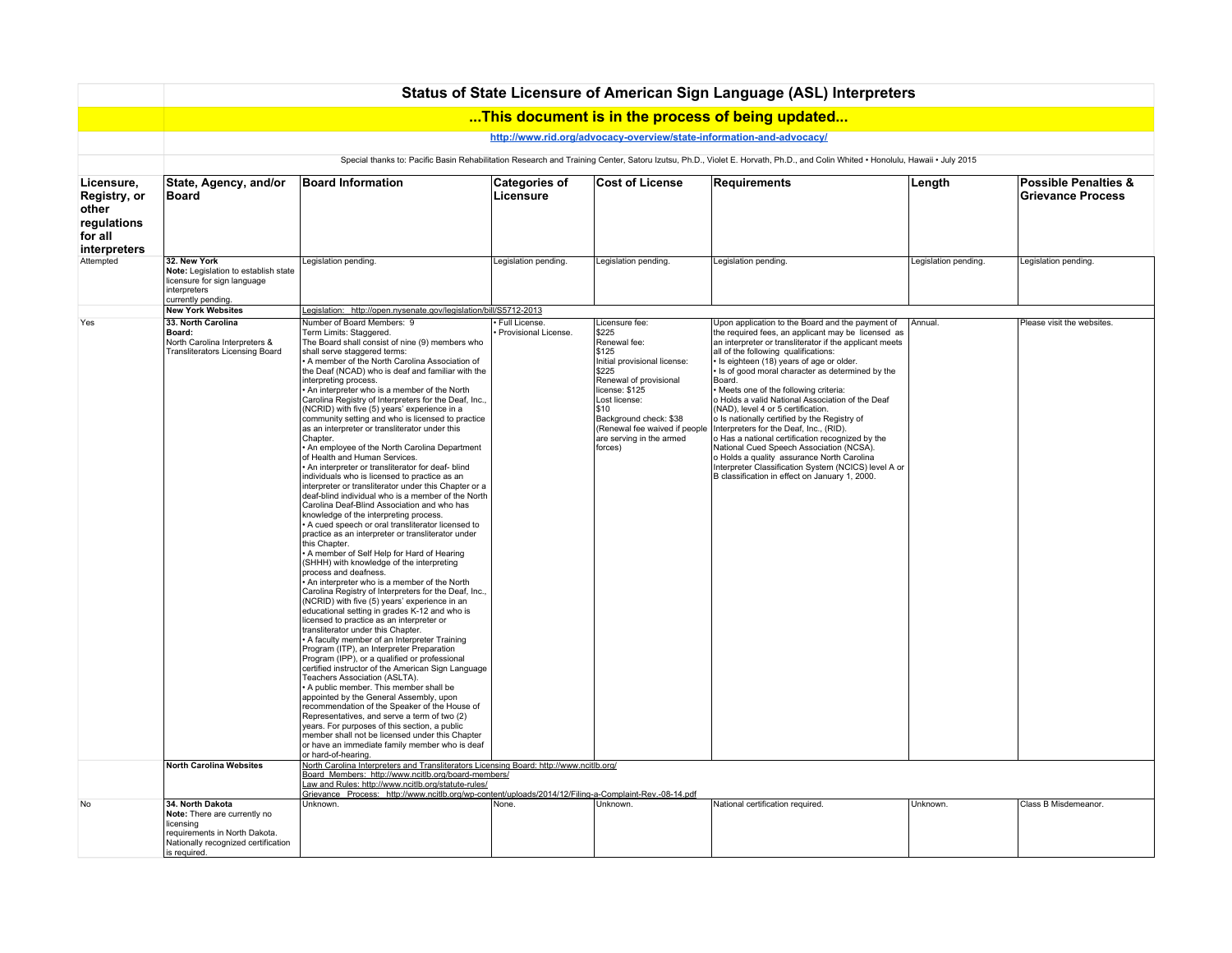# Status of State Licensure of American Sign Language (ASL) Interpreters

## ...This document is in the process of being updated...

http://www.rid.org/advocacy-overview/state-information-and-advocacy/

Special thanks to: Pacific Basin Rehabilitation Research and Training Center, Satoru Izutsu, Ph.D., Violet E. Horvath, Ph.D., and Colin Whited • Honolulu, Hawaii • July 2015

| Licensure, Registry, or other regulations for all interpreters | State, Agency, and/or Board | Board Information | Categories of Licensure | Cost of License | Requirements | Length | Possible Penalties & Grievance Process |
|---|---|---|---|---|---|---|---|
| Attempted | **32. New York**<br>**Note:** Legislation to establish state licensure for sign language interpreters currently pending. | Legislation pending. | Legislation pending. | Legislation pending. | Legislation pending. | Legislation pending. | Legislation pending. |
| | **New York Websites** | Legislation: http://open.nysenate.gov/legislation/bill/S5712-2013 | | | | | |
| Yes | **33. North Carolina**<br>**Board:**<br>North Carolina Interpreters & Transliterators Licensing Board | Number of Board Members: 9<br>Term Limits: Staggered.<br>The Board shall consist of nine (9) members who shall serve staggered terms:<br>• A member of the North Carolina Association of the Deaf (NCAD) who is deaf and familiar with the interpreting process.<br>• An interpreter who is a member of the North Carolina Registry of Interpreters for the Deaf, Inc., (NCRID) with five (5) years' experience in a community setting and who is licensed to practice as an interpreter or transliterator under this Chapter.<br>• An employee of the North Carolina Department of Health and Human Services.<br>• An interpreter or transliterator for deaf- blind individuals who is licensed to practice as an interpreter or transliterator under this Chapter or a deaf-blind individual who is a member of the North Carolina Deaf-Blind Association and who has knowledge of the interpreting process.<br>• A cued speech or oral transliterator licensed to practice as an interpreter or transliterator under this Chapter.<br>• A member of Self Help for Hard of Hearing (SHHH) with knowledge of the interpreting process and deafness.<br>• An interpreter who is a member of the North Carolina Registry of Interpreters for the Deaf, Inc., (NCRID) with five (5) years' experience in an educational setting in grades K-12 and who is licensed to practice as an interpreter or transliterator under this Chapter.<br>• A faculty member of an Interpreter Training Program (ITP), an Interpreter Preparation Program (IPP), or a qualified or professional certified instructor of the American Sign Language Teachers Association (ASLTA).<br>• A public member. This member shall be appointed by the General Assembly, upon recommendation of the Speaker of the House of Representatives, and serve a term of two (2) years. For purposes of this section, a public member shall not be licensed under this Chapter or have an immediate family member who is deaf or hard-of-hearing. | • Full License.<br>• Provisional License. | Licensure fee:<br>$225<br>Renewal fee:<br>$125<br>Initial provisional license:<br>$225<br>Renewal of provisional license: $125<br>Lost license:<br>$10<br>Background check: $38<br>(Renewal fee waived if people are serving in the armed forces) | Upon application to the Board and the payment of the required fees, an applicant may be licensed as an interpreter or transliterator if the applicant meets all of the following qualifications:<br>• Is eighteen (18) years of age or older.<br>• Is of good moral character as determined by the Board.<br>• Meets one of the following criteria:<br>o Holds a valid National Association of the Deaf (NAD), level 4 or 5 certification.<br>o Is nationally certified by the Registry of Interpreters for the Deaf, Inc., (RID).<br>o Has a national certification recognized by the National Cued Speech Association (NCSA).<br>o Holds a quality assurance North Carolina Interpreter Classification System (NCICS) level A or B classification in effect on January 1, 2000. | Annual. | Please visit the websites. |
| | **North Carolina Websites** | North Carolina Interpreters and Transliterators Licensing Board: http://www.ncitlb.org/<br>Board Members: http://www.ncitlb.org/board-members/<br>Law and Rules: http://www.ncitlb.org/statute-rules/<br>Grievance Process: http://www.ncitlb.org/wp-content/uploads/2014/12/Filing-a-Complaint-Rev.-08-14.pdf | | | | | |
| No | **34. North Dakota**<br>**Note:** There are currently no licensing requirements in North Dakota. Nationally recognized certification is required. | Unknown. | None. | Unknown. | National certification required. | Unknown. | Class B Misdemeanor. |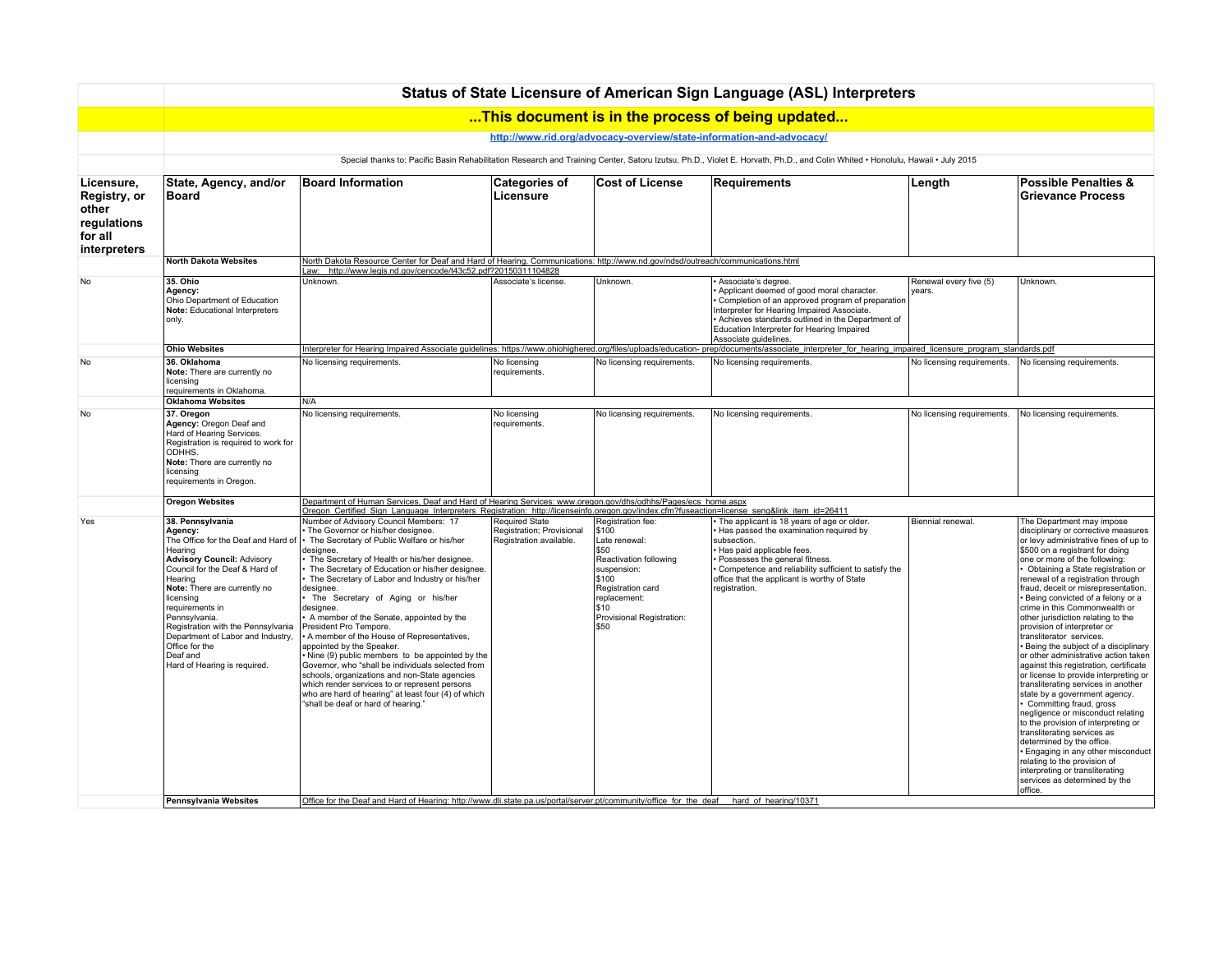# Status of State Licensure of American Sign Language (ASL) Interpreters

## ...This document is in the process of being updated...

http://www.rid.org/advocacy-overview/state-information-and-advocacy/

Special thanks to: Pacific Basin Rehabilitation Research and Training Center, Satoru Izutsu, Ph.D., Violet E. Horvath, Ph.D., and Colin Whited • Honolulu, Hawaii • July 2015

| Licensure, Registry, or other regulations for all interpreters | State, Agency, and/or Board | Board Information | Categories of Licensure | Cost of License | Requirements | Length | Possible Penalties & Grievance Process |
|---|---|---|---|---|---|---|---|
| | **North Dakota Websites** | North Dakota Resource Center for Deaf and Hard of Hearing, Communications: http://www.nd.gov/ndsd/outreach/communications.html<br>Law: http://www.legis.nd.gov/cencode/t43c52.pdf?20150311104828 | | | | | |
| No | **35. Ohio**<br>**Agency:**<br>Ohio Department of Education<br>**Note:** Educational Interpreters only. | Unknown. | Associate's license. | Unknown. | • Associate's degree.<br>• Applicant deemed of good moral character.<br>• Completion of an approved program of preparation Interpreter for Hearing Impaired Associate.<br>• Achieves standards outlined in the Department of Education Interpreter for Hearing Impaired Associate guidelines. | Renewal every five (5) years. | Unknown. |
| | **Ohio Websites** | Interpreter for Hearing Impaired Associate guidelines: https://www.ohiohighered.org/files/uploads/education- prep/documents/associate_interpreter_for_hearing_impaired_licensure_program_standards.pdf | | | | | |
| No | **36. Oklahoma**<br>**Note:** There are currently no licensing requirements in Oklahoma. | No licensing requirements. | No licensing requirements. | No licensing requirements. | No licensing requirements. | No licensing requirements. | No licensing requirements. |
| | **Oklahoma Websites** | N/A | | | | | |
| No | **37. Oregon**<br>**Agency:** Oregon Deaf and Hard of Hearing Services. Registration is required to work for ODHHS.<br>**Note:** There are currently no licensing requirements in Oregon. | No licensing requirements. | No licensing requirements. | No licensing requirements. | No licensing requirements. | No licensing requirements. | No licensing requirements. |
| | **Oregon Websites** | Department of Human Services, Deaf and Hard of Hearing Services: www.oregon.gov/dhs/odhhs/Pages/ecs_home.aspx<br>Oregon Certified Sign Language Interpreters Registration: http://licenseinfo.oregon.gov/index.cfm?fuseaction=license_seng&link_item_id=26411 | | | | | |
| Yes | **38. Pennsylvania**<br>**Agency:**<br>The Office for the Deaf and Hard of Hearing<br>**Advisory Council:** Advisory Council for the Deaf & Hard of Hearing<br>**Note:** There are currently no licensing requirements in Pennsylvania.<br>Registration with the Pennsylvania Department of Labor and Industry, Office for the Deaf and Hard of Hearing is required. | Number of Advisory Council Members: 17<br>• The Governor or his/her designee.<br>• The Secretary of Public Welfare or his/her designee.<br>• The Secretary of Health or his/her designee.<br>• The Secretary of Education or his/her designee.<br>• The Secretary of Labor and Industry or his/her designee.<br>• The Secretary of Aging or his/her designee.<br>• A member of the Senate, appointed by the President Pro Tempore.<br>• A member of the House of Representatives, appointed by the Speaker.<br>• Nine (9) public members to be appointed by the Governor, who "shall be individuals selected from schools, organizations and non-State agencies which render services to or represent persons who are hard of hearing" at least four (4) of which "shall be deaf or hard of hearing." | Required State Registration; Provisional Registration available. | Registration fee: $100<br>Late renewal: $50<br>Reactivation following suspension: $100<br>Registration card replacement: $10<br>Provisional Registration: $50 | • The applicant is 18 years of age or older.<br>• Has passed the examination required by subsection.<br>• Has paid applicable fees.<br>• Possesses the general fitness.<br>• Competence and reliability sufficient to satisfy the office that the applicant is worthy of State registration. | Biennial renewal. | The Department may impose disciplinary or corrective measures or levy administrative fines of up to $500 on a registrant for doing one or more of the following:<br>• Obtaining a State registration or renewal of a registration through fraud, deceit or misrepresentation.<br>• Being convicted of a felony or a crime in this Commonwealth or other jurisdiction relating to the provision of interpreter or transliterator services.<br>• Being the subject of a disciplinary or other administrative action taken against this registration, certificate or license to provide interpreting or transliterating services in another state by a government agency.<br>• Committing fraud, gross negligence or misconduct relating to the provision of interpreting or transliterating services as determined by the office.<br>• Engaging in any other misconduct relating to the provision of interpreting or transliterating services as determined by the office. |
| | **Pennsylvania Websites** | Office for the Deaf and Hard of Hearing: http://www.dli.state.pa.us/portal/server.pt/community/office_for_the_deaf__hard_of_hearing/10371 | | | | | |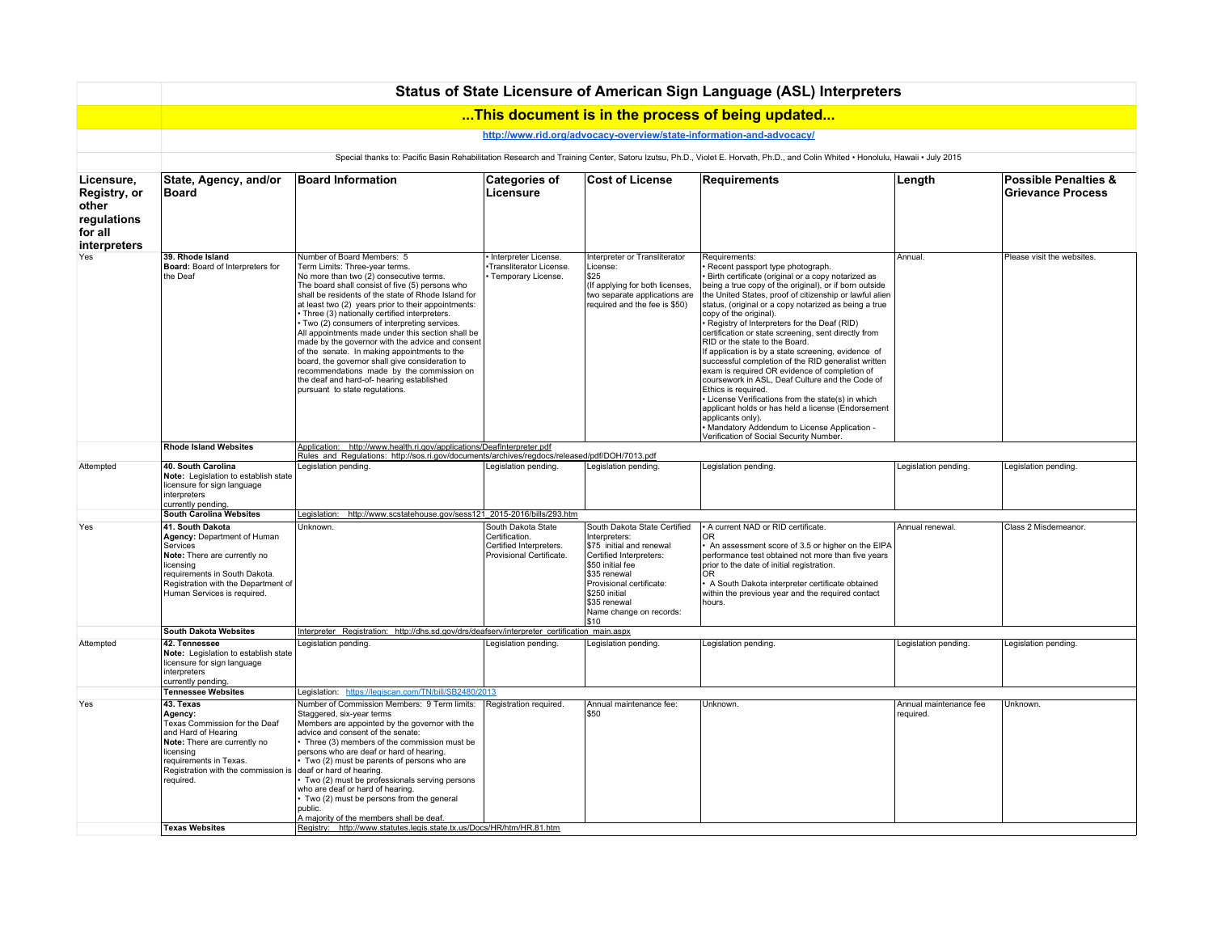# Status of State Licensure of American Sign Language (ASL) Interpreters

## ...This document is in the process of being updated...

http://www.rid.org/advocacy-overview/state-information-and-advocacy/

Special thanks to: Pacific Basin Rehabilitation Research and Training Center, Satoru Izutsu, Ph.D., Violet E. Horvath, Ph.D., and Colin Whited • Honolulu, Hawaii • July 2015

| Licensure, Registry, or other regulations for all interpreters | State, Agency, and/or Board | Board Information | Categories of Licensure | Cost of License | Requirements | Length | Possible Penalties & Grievance Process |
|---|---|---|---|---|---|---|---|
| Yes | **39. Rhode Island** **Board:** Board of Interpreters for the Deaf | Number of Board Members: 5 Term Limits: Three-year terms. No more than two (2) consecutive terms. The board shall consist of five (5) persons who shall be residents of the state of Rhode Island for at least two (2) years prior to their appointments: • Three (3) nationally certified interpreters. • Two (2) consumers of interpreting services. All appointments made under this section shall be made by the governor with the advice and consent of the senate. In making appointments to the board, the governor shall give consideration to recommendations made by the commission on the deaf and hard-of- hearing established pursuant to state regulations. | • Interpreter License. •Transliterator License. • Temporary License. | Interpreter or Transliterator License: $25 (If applying for both licenses, two separate applications are required and the fee is $50) | Requirements: • Recent passport type photograph. • Birth certificate (original or a copy notarized as being a true copy of the original), or if born outside the United States, proof of citizenship or lawful alien status, (original or a copy notarized as being a true copy of the original). • Registry of Interpreters for the Deaf (RID) certification or state screening, sent directly from RID or the state to the Board. If application is by a state screening, evidence of successful completion of the RID generalist written exam is required OR evidence of completion of coursework in ASL, Deaf Culture and the Code of Ethics is required. • License Verifications from the state(s) in which applicant holds or has held a license (Endorsement applicants only). • Mandatory Addendum to License Application - Verification of Social Security Number. | Annual. | Please visit the websites. |
| | **Rhode Island Websites** | Application: http://www.health.ri.gov/applications/DeafInterpreter.pdf Rules and Regulations: http://sos.ri.gov/documents/archives/regdocs/released/pdf/DOH/7013.pdf | | | | | |
| Attempted | **40. South Carolina** **Note:** Legislation to establish state licensure for sign language interpreters currently pending. | Legislation pending. | Legislation pending. | Legislation pending. | Legislation pending. | Legislation pending. | Legislation pending. |
| | **South Carolina Websites** | Legislation: http://www.scstatehouse.gov/sess121_2015-2016/bills/293.htm | | | | | |
| Yes | **41. South Dakota** **Agency:** Department of Human Services **Note:** There are currently no licensing requirements in South Dakota. Registration with the Department of Human Services is required. | Unknown. | South Dakota State Certification. Certified Interpreters. Provisional Certificate. | South Dakota State Certified Interpreters: $75 initial and renewal Certified Interpreters: $50 initial fee $35 renewal Provisional certificate: $250 initial $35 renewal Name change on records: $10 | • A current NAD or RID certificate. OR • An assessment score of 3.5 or higher on the EIPA performance test obtained not more than five years prior to the date of initial registration. OR • A South Dakota interpreter certificate obtained within the previous year and the required contact hours. | Annual renewal. | Class 2 Misdemeanor. |
| | **South Dakota Websites** | Interpreter Registration: http://dhs.sd.gov/drs/deafserv/interpreter_certification_main.aspx | | | | | |
| Attempted | **42. Tennessee** **Note:** Legislation to establish state licensure for sign language interpreters currently pending. | Legislation pending. | Legislation pending. | Legislation pending. | Legislation pending. | Legislation pending. | Legislation pending. |
| | **Tennessee Websites** | Legislation: https://legiscan.com/TN/bill/SB2480/2013 | | | | | |
| Yes | **43. Texas** **Agency:** Texas Commission for the Deaf and Hard of Hearing **Note:** There are currently no licensing requirements in Texas. Registration with the commission is required. | Number of Commission Members: 9 Term limits: Staggered, six-year terms Members are appointed by the governor with the advice and consent of the senate: • Three (3) members of the commission must be persons who are deaf or hard of hearing. • Two (2) must be parents of persons who are deaf or hard of hearing. • Two (2) must be professionals serving persons who are deaf or hard of hearing. • Two (2) must be persons from the general public. A majority of the members shall be deaf. | Registration required. | Annual maintenance fee: $50 | Unknown. | Annual maintenance fee required. | Unknown. |
| | **Texas Websites** | Registry: http://www.statutes.legis.state.tx.us/Docs/HR/htm/HR.81.htm | | | | | |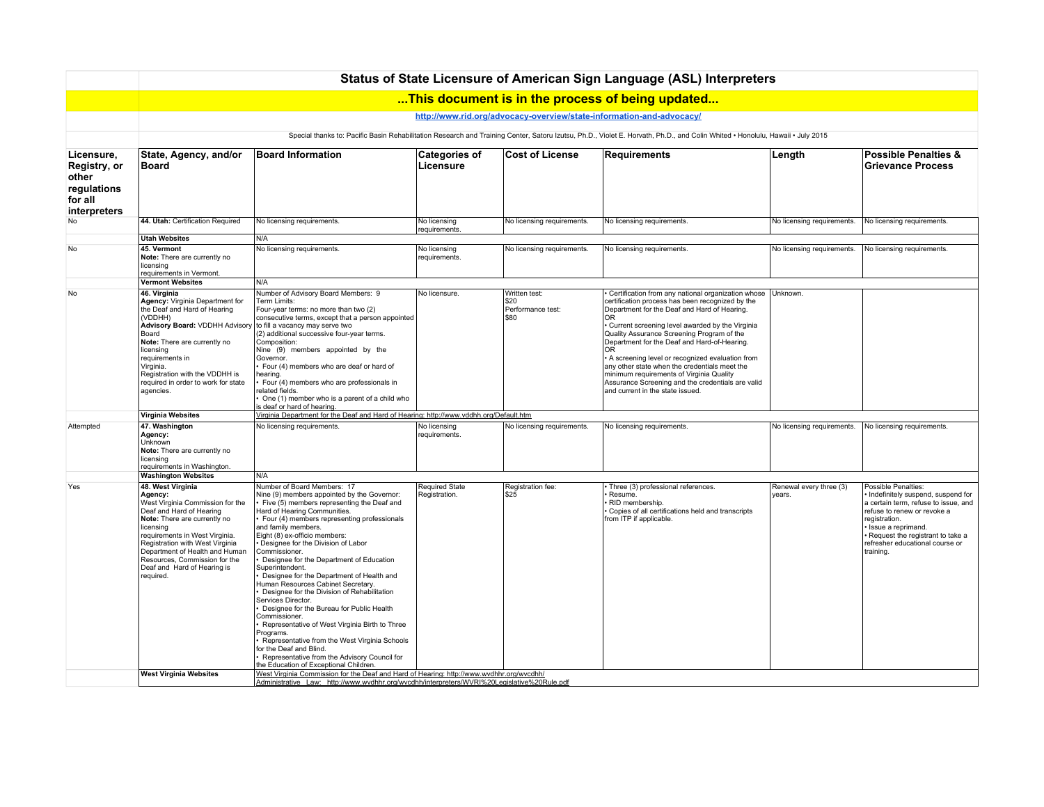# Status of State Licensure of American Sign Language (ASL) Interpreters

## ...This document is in the process of being updated...

http://www.rid.org/advocacy-overview/state-information-and-advocacy/

Special thanks to: Pacific Basin Rehabilitation Research and Training Center, Satoru Izutsu, Ph.D., Violet E. Horvath, Ph.D., and Colin Whited • Honolulu, Hawaii • July 2015

| Licensure, Registry, or other regulations for all interpreters | State, Agency, and/or Board | Board Information | Categories of Licensure | Cost of License | Requirements | Length | Possible Penalties & Grievance Process |
|---|---|---|---|---|---|---|---|
| No | **44. Utah:** Certification Required | No licensing requirements. | No licensing requirements. | No licensing requirements. | No licensing requirements. | No licensing requirements. | No licensing requirements. |
| | **Utah Websites** | N/A | | | | | |
| No | **45. Vermont**<br>**Note:** There are currently no licensing requirements in Vermont. | No licensing requirements. | No licensing requirements. | No licensing requirements. | No licensing requirements. | No licensing requirements. | No licensing requirements. |
| | **Vermont Websites** | N/A | | | | | |
| No | **46. Virginia**<br>**Agency:** Virginia Department for the Deaf and Hard of Hearing (VDDHH)<br>**Advisory Board:** VDDHH Advisory Board<br>**Note:** There are currently no licensing requirements in Virginia.<br>Registration with the VDDHH is required in order to work for state agencies. | Number of Advisory Board Members: 9<br>Term Limits:<br>Four-year terms: no more than two (2) consecutive terms, except that a person appointed to fill a vacancy may serve two (2) additional successive four-year terms.<br>Composition:<br>Nine (9) members appointed by the Governor.<br>• Four (4) members who are deaf or hard of hearing.<br>• Four (4) members who are professionals in related fields.<br>• One (1) member who is a parent of a child who is deaf or hard of hearing. | No licensure. | Written test:<br>$20<br>Performance test:<br>$80 | • Certification from any national organization whose certification process has been recognized by the Department for the Deaf and Hard of Hearing.<br>OR<br>• Current screening level awarded by the Virginia Quality Assurance Screening Program of the Department for the Deaf and Hard-of-Hearing.<br>OR<br>• A screening level or recognized evaluation from any other state when the credentials meet the minimum requirements of Virginia Quality Assurance Screening and the credentials are valid and current in the state issued. | Unknown. | |
| | **Virginia Websites** | Virginia Department for the Deaf and Hard of Hearing: http://www.vddhh.org/Default.htm | | | | | |
| Attempted | **47. Washington**<br>**Agency:**<br>Unknown<br>**Note:** There are currently no licensing requirements in Washington. | No licensing requirements. | No licensing requirements. | No licensing requirements. | No licensing requirements. | No licensing requirements. | No licensing requirements. |
| | **Washington Websites** | N/A | | | | | |
| Yes | **48. West Virginia**<br>**Agency:**<br>West Virginia Commission for the Deaf and Hard of Hearing<br>**Note:** There are currently no licensing requirements in West Virginia.<br>Registration with West Virginia Department of Health and Human Resources, Commission for the Deaf and Hard of Hearing is required. | Number of Board Members: 17<br>Nine (9) members appointed by the Governor:<br>• Five (5) members representing the Deaf and Hard of Hearing Communities.<br>• Four (4) members representing professionals and family members.<br>Eight (8) ex-officio members:<br>• Designee for the Division of Labor Commissioner.<br>• Designee for the Department of Education Superintendent.<br>• Designee for the Department of Health and Human Resources Cabinet Secretary.<br>• Designee for the Division of Rehabilitation Services Director.<br>• Designee for the Bureau for Public Health Commissioner.<br>• Representative of West Virginia Birth to Three Programs.<br>• Representative from the West Virginia Schools for the Deaf and Blind.<br>• Representative from the Advisory Council for the Education of Exceptional Children. | Required State Registration. | Registration fee:<br>$25 | • Three (3) professional references.<br>• Resume.<br>• RID membership.<br>• Copies of all certifications held and transcripts from ITP if applicable. | Renewal every three (3) years. | Possible Penalties:<br>• Indefinitely suspend, suspend for a certain term, refuse to issue, and refuse to renew or revoke a registration.<br>• Issue a reprimand.<br>• Request the registrant to take a refresher educational course or training. |
| | **West Virginia Websites** | West Virginia Commission for the Deaf and Hard of Hearing: http://www.wvdhhr.org/wvcdhh/<br>Administrative Law: http://www.wvdhhr.org/wvcdhh/interpreters/WVRI%20Legislative%20Rule.pdf | | | | | |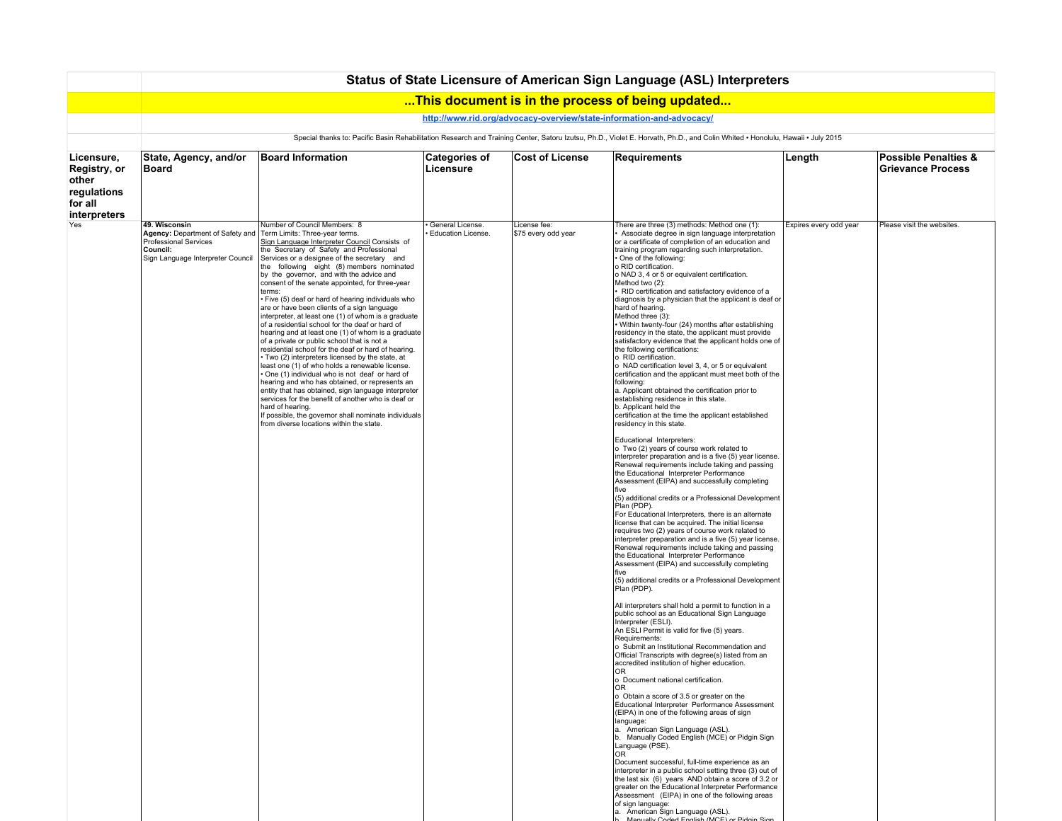# Status of State Licensure of American Sign Language (ASL) Interpreters

## ...This document is in the process of being updated...

http://www.rid.org/advocacy-overview/state-information-and-advocacy/

Special thanks to: Pacific Basin Rehabilitation Research and Training Center, Satoru Izutsu, Ph.D., Violet E. Horvath, Ph.D., and Colin Whited • Honolulu, Hawaii • July 2015

| Licensure, Registry, or other regulations for all interpreters | State, Agency, and/or Board | Board Information | Categories of Licensure | Cost of License | Requirements | Length | Possible Penalties & Grievance Process |
|---|---|---|---|---|---|---|---|
| Yes | **49. Wisconsin**<br>**Agency:** Department of Safety and Professional Services<br>**Council:**<br>Sign Language Interpreter Council | Number of Council Members: 8<br>Term Limits: Three-year terms.<br>Sign Language Interpreter Council Consists of the Secretary of Safety and Professional Services or a designee of the secretary and the following eight (8) members nominated by the governor, and with the advice and consent of the senate appointed, for three-year terms:<br>• Five (5) deaf or hard of hearing individuals who are or have been clients of a sign language interpreter, at least one (1) of whom is a graduate of a residential school for the deaf or hard of hearing and at least one (1) of whom is a graduate of a private or public school that is not a residential school for the deaf or hard of hearing.<br>• Two (2) interpreters licensed by the state, at least one (1) of who holds a renewable license.<br>• One (1) individual who is not deaf or hard of hearing and who has obtained, or represents an entity that has obtained, sign language interpreter services for the benefit of another who is deaf or hard of hearing.<br>If possible, the governor shall nominate individuals from diverse locations within the state. | • General License.<br>• Education License. | License fee:<br>$75 every odd year | There are three (3) methods: Method one (1):<br>• Associate degree in sign language interpretation or a certificate of completion of an education and training program regarding such interpretation.<br>• One of the following:<br>o RID certification.<br>o NAD 3, 4 or 5 or equivalent certification.<br>Method two (2):<br>• RID certification and satisfactory evidence of a diagnosis by a physician that the applicant is deaf or hard of hearing.<br>Method three (3):<br>• Within twenty-four (24) months after establishing residency in the state, the applicant must provide satisfactory evidence that the applicant holds one of the following certifications:<br>o RID certification.<br>o NAD certification level 3, 4, or 5 or equivalent certification and the applicant must meet both of the following:<br>a. Applicant obtained the certification prior to establishing residence in this state.<br>b. Applicant held the certification at the time the applicant established residency in this state.<br><br>Educational Interpreters:<br>o Two (2) years of course work related to interpreter preparation and is a five (5) year license. Renewal requirements include taking and passing the Educational Interpreter Performance Assessment (EIPA) and successfully completing five (5) additional credits or a Professional Development Plan (PDP).<br>For Educational Interpreters, there is an alternate license that can be acquired. The initial license requires two (2) years of course work related to interpreter preparation and is a five (5) year license. Renewal requirements include taking and passing the Educational Interpreter Performance Assessment (EIPA) and successfully completing five (5) additional credits or a Professional Development Plan (PDP).<br><br>All interpreters shall hold a permit to function in a public school as an Educational Sign Language Interpreter (ESLI).<br>An ESLI Permit is valid for five (5) years.<br>Requirements:<br>o Submit an Institutional Recommendation and Official Transcripts with degree(s) listed from an accredited institution of higher education.<br>OR<br>o Document national certification.<br>OR<br>o Obtain a score of 3.5 or greater on the Educational Interpreter Performance Assessment (EIPA) in one of the following areas of sign language:<br>a. American Sign Language (ASL).<br>b. Manually Coded English (MCE) or Pidgin Sign Language (PSE).<br>OR<br>Document successful, full-time experience as an interpreter in a public school setting three (3) out of the last six (6) years AND obtain a score of 3.2 or greater on the Educational Interpreter Performance Assessment (EIPA) in one of the following areas of sign language:<br>a. American Sign Language (ASL).<br>b. Manually Coded English (MCE) or Pidgin Sign | Expires every odd year | Please visit the websites. |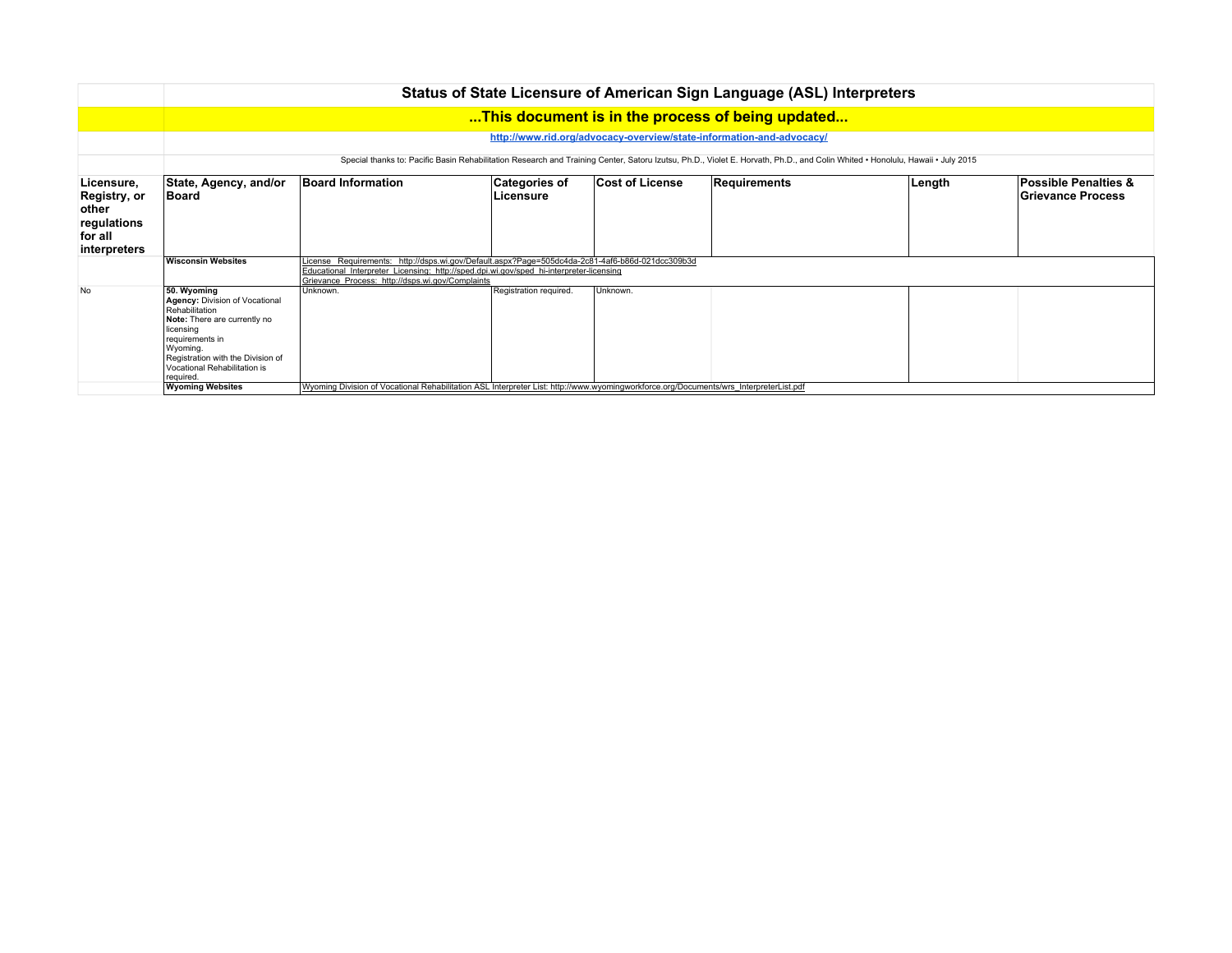# Status of State Licensure of American Sign Language (ASL) Interpreters

## ...This document is in the process of being updated...

http://www.rid.org/advocacy-overview/state-information-and-advocacy/

Special thanks to: Pacific Basin Rehabilitation Research and Training Center, Satoru Izutsu, Ph.D., Violet E. Horvath, Ph.D., and Colin Whited • Honolulu, Hawaii • July 2015

| Licensure, Registry, or other regulations for all interpreters | State, Agency, and/or Board | Board Information | Categories of Licensure | Cost of License | Requirements | Length | Possible Penalties & Grievance Process |
|---|---|---|---|---|---|---|---|
| | **Wisconsin Websites** | License Requirements: http://dsps.wi.gov/Default.aspx?Page=505dc4da-2c81-4af6-b86d-021dcc309b3d<br>Educational Interpreter Licensing: http://sped.dpi.wi.gov/sped_hi-interpreter-licensing<br>Grievance Process: http://dsps.wi.gov/Complaints | | | | | |
| No | **50. Wyoming**<br>**Agency:** Division of Vocational Rehabilitation<br>**Note:** There are currently no licensing requirements in Wyoming.<br>Registration with the Division of Vocational Rehabilitation is required. | Unknown. | Registration required. | Unknown. | | | |
| | **Wyoming Websites** | Wyoming Division of Vocational Rehabilitation ASL Interpreter List: http://www.wyomingworkforce.org/Documents/wrs_InterpreterList.pdf | | | | | |